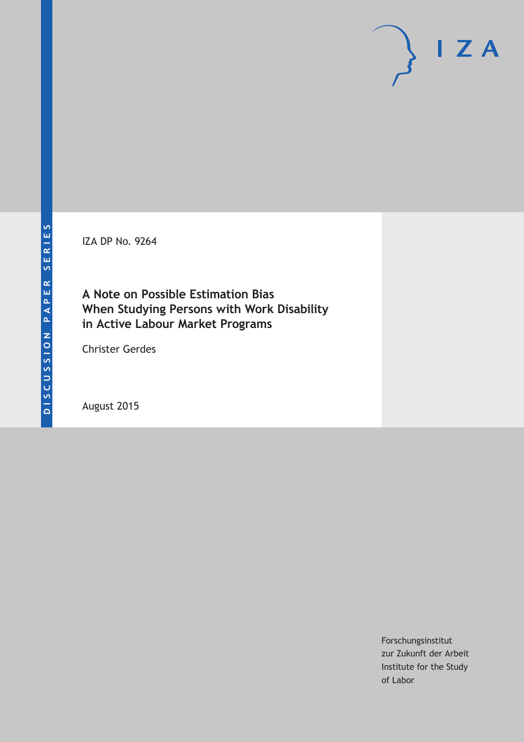IZA DP No. 9264

# A Note on Possible Estimation Bias When Studying Persons with Work Disability in Active Labour Market Programs

Christer Gerdes

August 2015

Forschungsinstitut
zur Zukunft der Arbeit
Institute for the Study
of Labor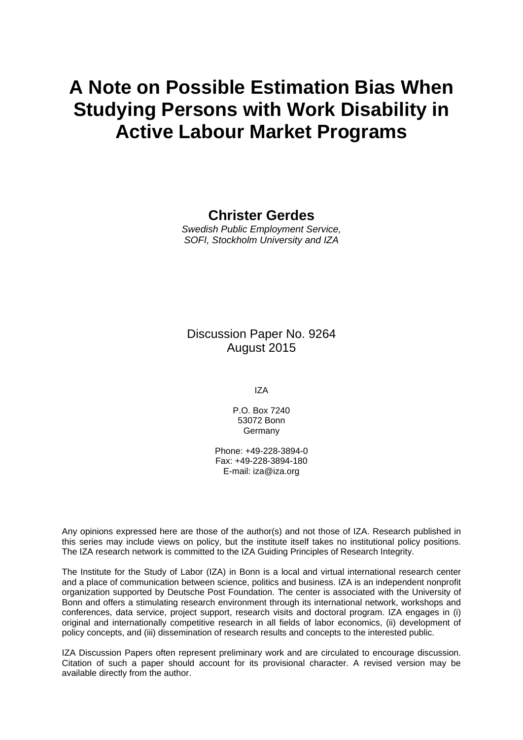# A Note on Possible Estimation Bias When Studying Persons with Work Disability in Active Labour Market Programs

**Christer Gerdes**

*Swedish Public Employment Service, SOFI, Stockholm University and IZA*

Discussion Paper No. 9264
August 2015

IZA

P.O. Box 7240
53072 Bonn
Germany

Phone: +49-228-3894-0
Fax: +49-228-3894-180
E-mail: iza@iza.org

Any opinions expressed here are those of the author(s) and not those of IZA. Research published in this series may include views on policy, but the institute itself takes no institutional policy positions. The IZA research network is committed to the IZA Guiding Principles of Research Integrity.

The Institute for the Study of Labor (IZA) in Bonn is a local and virtual international research center and a place of communication between science, politics and business. IZA is an independent nonprofit organization supported by Deutsche Post Foundation. The center is associated with the University of Bonn and offers a stimulating research environment through its international network, workshops and conferences, data service, project support, research visits and doctoral program. IZA engages in (i) original and internationally competitive research in all fields of labor economics, (ii) development of policy concepts, and (iii) dissemination of research results and concepts to the interested public.

IZA Discussion Papers often represent preliminary work and are circulated to encourage discussion. Citation of such a paper should account for its provisional character. A revised version may be available directly from the author.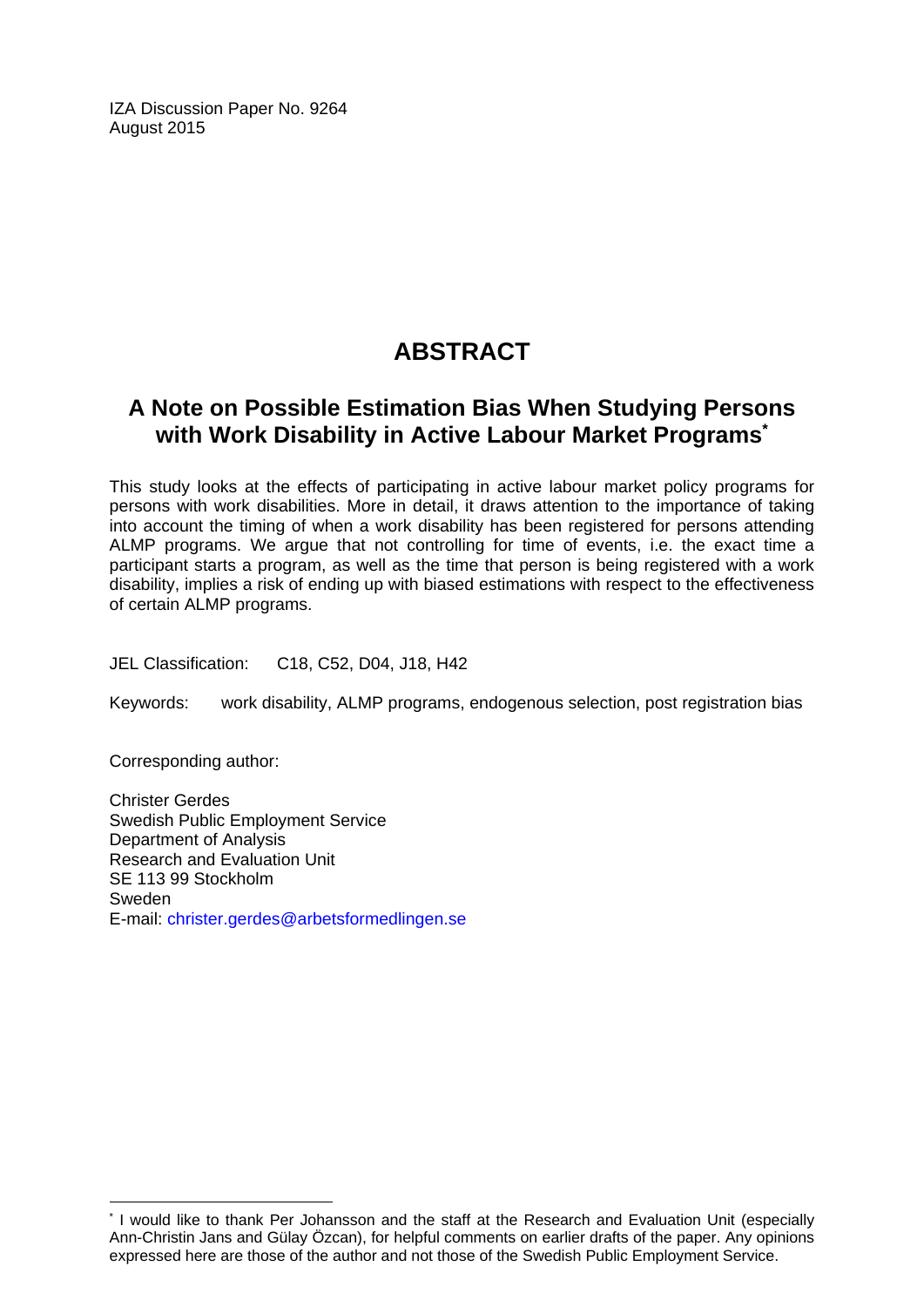IZA Discussion Paper No. 9264
August 2015

# ABSTRACT

## A Note on Possible Estimation Bias When Studying Persons with Work Disability in Active Labour Market Programs*

This study looks at the effects of participating in active labour market policy programs for persons with work disabilities. More in detail, it draws attention to the importance of taking into account the timing of when a work disability has been registered for persons attending ALMP programs. We argue that not controlling for time of events, i.e. the exact time a participant starts a program, as well as the time that person is being registered with a work disability, implies a risk of ending up with biased estimations with respect to the effectiveness of certain ALMP programs.

JEL Classification: C18, C52, D04, J18, H42

Keywords: work disability, ALMP programs, endogenous selection, post registration bias

Corresponding author:

Christer Gerdes
Swedish Public Employment Service
Department of Analysis
Research and Evaluation Unit
SE 113 99 Stockholm
Sweden
E-mail: christer.gerdes@arbetsformedlingen.se

* I would like to thank Per Johansson and the staff at the Research and Evaluation Unit (especially Ann-Christin Jans and Gülay Özcan), for helpful comments on earlier drafts of the paper. Any opinions expressed here are those of the author and not those of the Swedish Public Employment Service.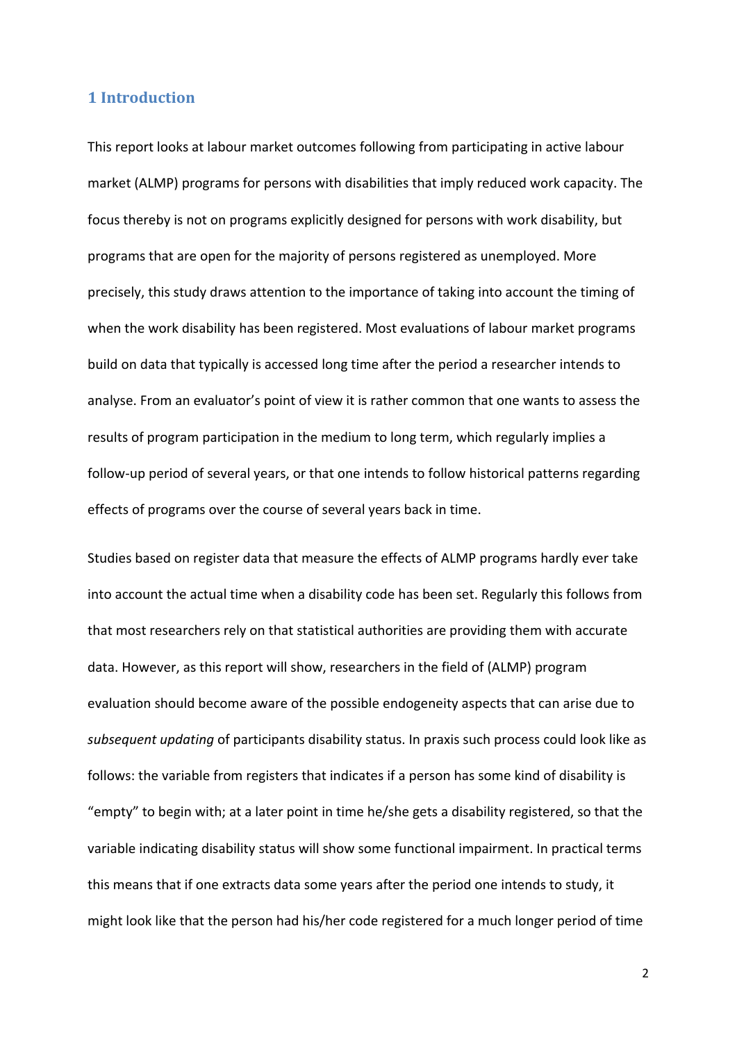## 1 Introduction

This report looks at labour market outcomes following from participating in active labour market (ALMP) programs for persons with disabilities that imply reduced work capacity. The focus thereby is not on programs explicitly designed for persons with work disability, but programs that are open for the majority of persons registered as unemployed. More precisely, this study draws attention to the importance of taking into account the timing of when the work disability has been registered. Most evaluations of labour market programs build on data that typically is accessed long time after the period a researcher intends to analyse. From an evaluator's point of view it is rather common that one wants to assess the results of program participation in the medium to long term, which regularly implies a follow-up period of several years, or that one intends to follow historical patterns regarding effects of programs over the course of several years back in time.

Studies based on register data that measure the effects of ALMP programs hardly ever take into account the actual time when a disability code has been set. Regularly this follows from that most researchers rely on that statistical authorities are providing them with accurate data. However, as this report will show, researchers in the field of (ALMP) program evaluation should become aware of the possible endogeneity aspects that can arise due to *subsequent updating* of participants disability status. In praxis such process could look like as follows: the variable from registers that indicates if a person has some kind of disability is "empty" to begin with; at a later point in time he/she gets a disability registered, so that the variable indicating disability status will show some functional impairment. In practical terms this means that if one extracts data some years after the period one intends to study, it might look like that the person had his/her code registered for a much longer period of time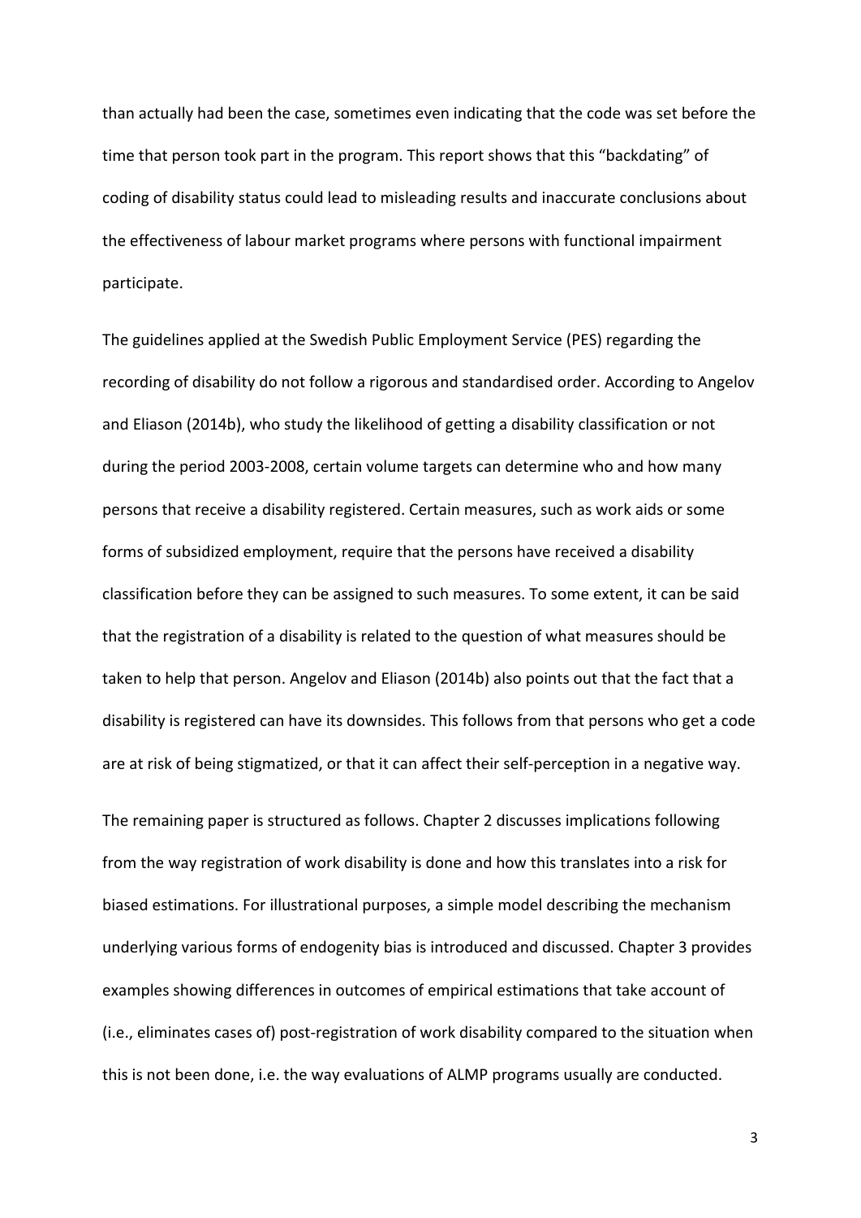than actually had been the case, sometimes even indicating that the code was set before the time that person took part in the program. This report shows that this "backdating" of coding of disability status could lead to misleading results and inaccurate conclusions about the effectiveness of labour market programs where persons with functional impairment participate.

The guidelines applied at the Swedish Public Employment Service (PES) regarding the recording of disability do not follow a rigorous and standardised order. According to Angelov and Eliason (2014b), who study the likelihood of getting a disability classification or not during the period 2003-2008, certain volume targets can determine who and how many persons that receive a disability registered. Certain measures, such as work aids or some forms of subsidized employment, require that the persons have received a disability classification before they can be assigned to such measures. To some extent, it can be said that the registration of a disability is related to the question of what measures should be taken to help that person. Angelov and Eliason (2014b) also points out that the fact that a disability is registered can have its downsides. This follows from that persons who get a code are at risk of being stigmatized, or that it can affect their self-perception in a negative way.

The remaining paper is structured as follows. Chapter 2 discusses implications following from the way registration of work disability is done and how this translates into a risk for biased estimations. For illustrational purposes, a simple model describing the mechanism underlying various forms of endogenity bias is introduced and discussed. Chapter 3 provides examples showing differences in outcomes of empirical estimations that take account of (i.e., eliminates cases of) post-registration of work disability compared to the situation when this is not been done, i.e. the way evaluations of ALMP programs usually are conducted.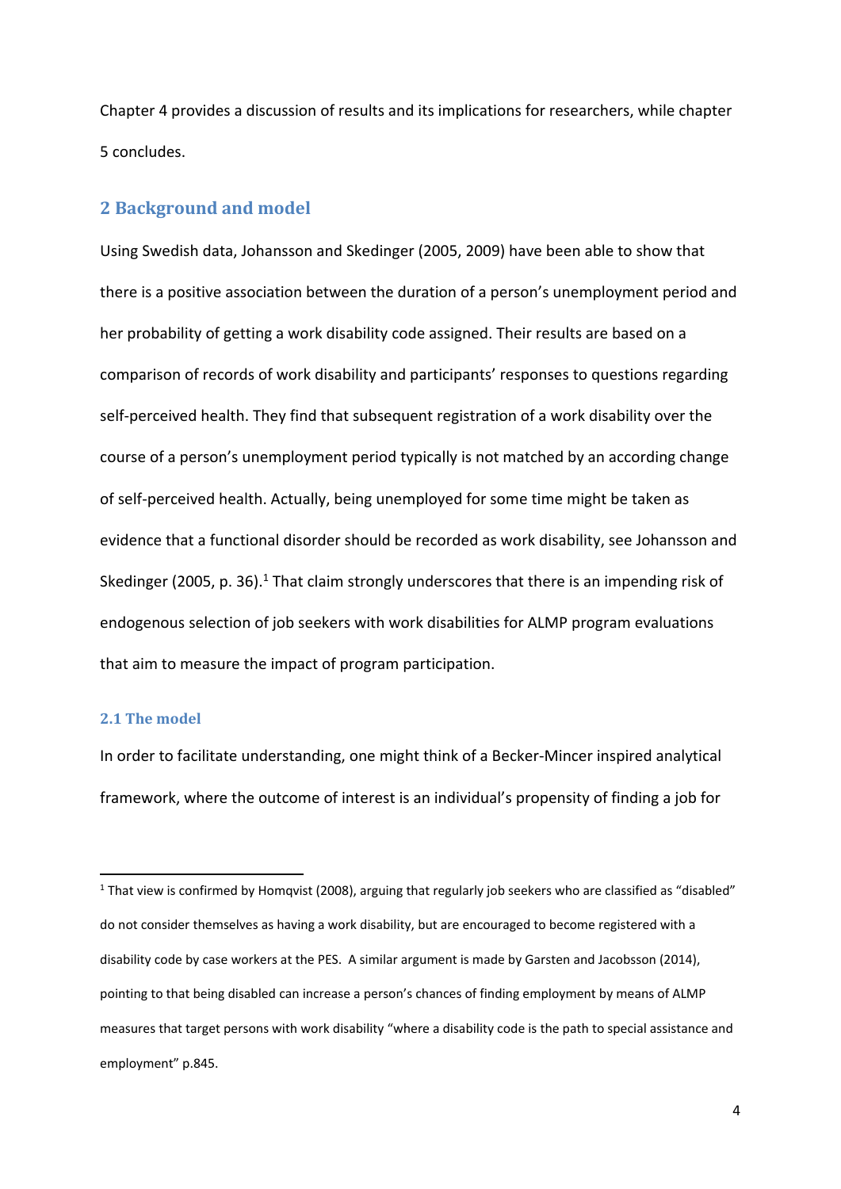Chapter 4 provides a discussion of results and its implications for researchers, while chapter 5 concludes.

## 2 Background and model

Using Swedish data, Johansson and Skedinger (2005, 2009) have been able to show that there is a positive association between the duration of a person's unemployment period and her probability of getting a work disability code assigned. Their results are based on a comparison of records of work disability and participants' responses to questions regarding self-perceived health. They find that subsequent registration of a work disability over the course of a person's unemployment period typically is not matched by an according change of self-perceived health. Actually, being unemployed for some time might be taken as evidence that a functional disorder should be recorded as work disability, see Johansson and Skedinger (2005, p. 36).[1] That claim strongly underscores that there is an impending risk of endogenous selection of job seekers with work disabilities for ALMP program evaluations that aim to measure the impact of program participation.

### 2.1 The model

In order to facilitate understanding, one might think of a Becker-Mincer inspired analytical framework, where the outcome of interest is an individual's propensity of finding a job for

---

[1] That view is confirmed by Homqvist (2008), arguing that regularly job seekers who are classified as "disabled" do not consider themselves as having a work disability, but are encouraged to become registered with a disability code by case workers at the PES. A similar argument is made by Garsten and Jacobsson (2014), pointing to that being disabled can increase a person's chances of finding employment by means of ALMP measures that target persons with work disability "where a disability code is the path to special assistance and employment" p.845.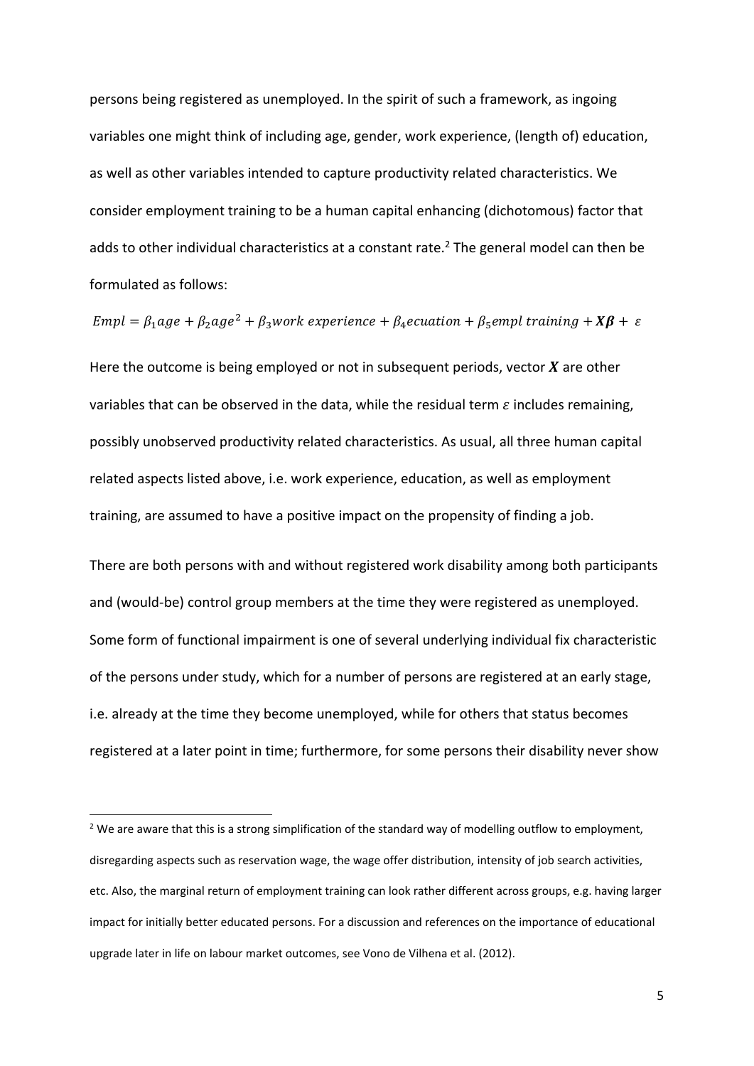persons being registered as unemployed. In the spirit of such a framework, as ingoing variables one might think of including age, gender, work experience, (length of) education, as well as other variables intended to capture productivity related characteristics. We consider employment training to be a human capital enhancing (dichotomous) factor that adds to other individual characteristics at a constant rate.[2] The general model can then be formulated as follows:

$$Empl = \beta_1 age + \beta_2 age^2 + \beta_3 work\ experience + \beta_4 ecuation + \beta_5 empl\ training + \boldsymbol{X\beta} + \varepsilon$$

Here the outcome is being employed or not in subsequent periods, vector $\boldsymbol{X}$ are other variables that can be observed in the data, while the residual term $\varepsilon$ includes remaining, possibly unobserved productivity related characteristics. As usual, all three human capital related aspects listed above, i.e. work experience, education, as well as employment training, are assumed to have a positive impact on the propensity of finding a job.

There are both persons with and without registered work disability among both participants and (would-be) control group members at the time they were registered as unemployed. Some form of functional impairment is one of several underlying individual fix characteristic of the persons under study, which for a number of persons are registered at an early stage, i.e. already at the time they become unemployed, while for others that status becomes registered at a later point in time; furthermore, for some persons their disability never show

[2] We are aware that this is a strong simplification of the standard way of modelling outflow to employment, disregarding aspects such as reservation wage, the wage offer distribution, intensity of job search activities, etc. Also, the marginal return of employment training can look rather different across groups, e.g. having larger impact for initially better educated persons. For a discussion and references on the importance of educational upgrade later in life on labour market outcomes, see Vono de Vilhena et al. (2012).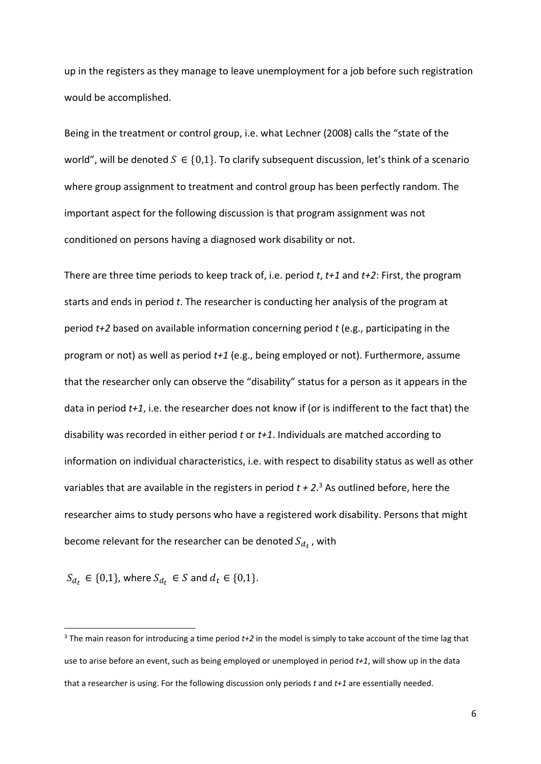up in the registers as they manage to leave unemployment for a job before such registration would be accomplished.

Being in the treatment or control group, i.e. what Lechner (2008) calls the "state of the world", will be denoted $S \in \{0,1\}$. To clarify subsequent discussion, let's think of a scenario where group assignment to treatment and control group has been perfectly random. The important aspect for the following discussion is that program assignment was not conditioned on persons having a diagnosed work disability or not.

There are three time periods to keep track of, i.e. period *t*, *t+1* and *t+2*: First, the program starts and ends in period *t*. The researcher is conducting her analysis of the program at period *t+2* based on available information concerning period *t* (e.g., participating in the program or not) as well as period *t+1* (e.g., being employed or not). Furthermore, assume that the researcher only can observe the "disability" status for a person as it appears in the data in period *t+1*, i.e. the researcher does not know if (or is indifferent to the fact that) the disability was recorded in either period *t* or *t+1*. Individuals are matched according to information on individual characteristics, i.e. with respect to disability status as well as other variables that are available in the registers in period *t + 2*.[3] As outlined before, here the researcher aims to study persons who have a registered work disability. Persons that might become relevant for the researcher can be denoted $S_{d_t}$, with

$S_{d_t} \in \{0,1\}$, where $S_{d_t} \in S$ and $d_t \in \{0,1\}$.

---

[3] The main reason for introducing a time period *t+2* in the model is simply to take account of the time lag that use to arise before an event, such as being employed or unemployed in period *t+1*, will show up in the data that a researcher is using. For the following discussion only periods *t* and *t+1* are essentially needed.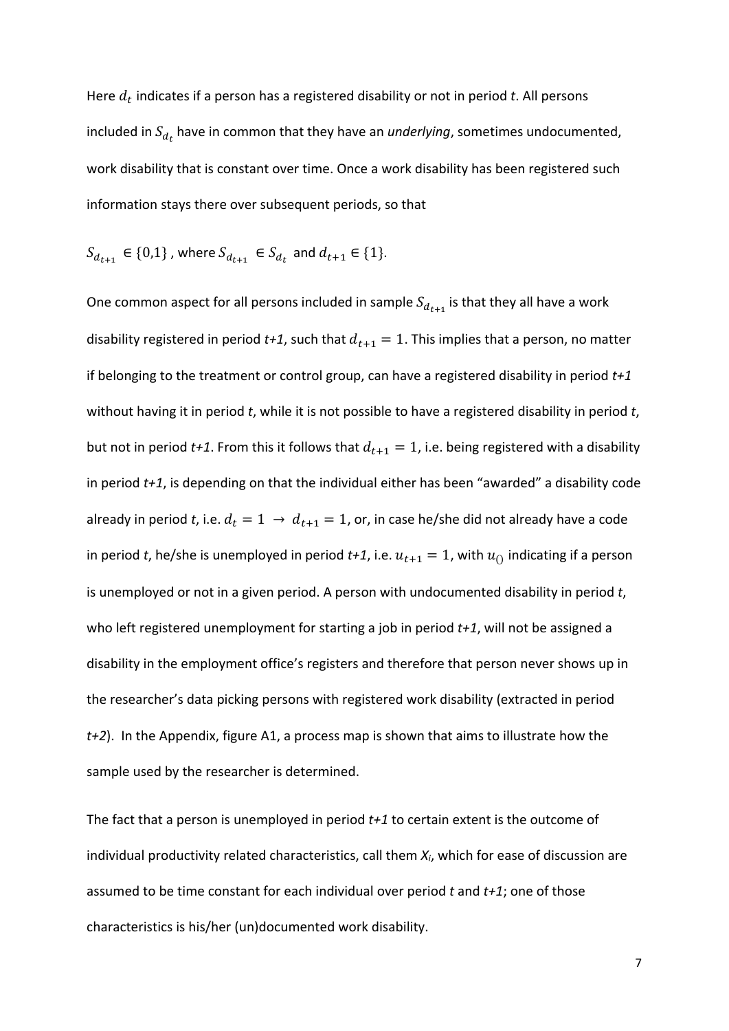Here $d_t$ indicates if a person has a registered disability or not in period *t*. All persons included in $S_{d_t}$ have in common that they have an *underlying*, sometimes undocumented, work disability that is constant over time. Once a work disability has been registered such information stays there over subsequent periods, so that

$S_{d_{t+1}} \in \{0,1\}$ , where $S_{d_{t+1}} \in S_{d_t}$ and $d_{t+1} \in \{1\}$.

One common aspect for all persons included in sample $S_{d_{t+1}}$ is that they all have a work disability registered in period *t+1*, such that $d_{t+1} = 1$. This implies that a person, no matter if belonging to the treatment or control group, can have a registered disability in period *t+1* without having it in period *t*, while it is not possible to have a registered disability in period *t*, but not in period *t+1*. From this it follows that $d_{t+1} = 1$, i.e. being registered with a disability in period *t+1*, is depending on that the individual either has been "awarded" a disability code already in period *t*, i.e. $d_t = 1 \rightarrow d_{t+1} = 1$, or, in case he/she did not already have a code in period *t*, he/she is unemployed in period *t+1*, i.e. $u_{t+1} = 1$, with $u_{()}$ indicating if a person is unemployed or not in a given period. A person with undocumented disability in period *t*, who left registered unemployment for starting a job in period *t+1*, will not be assigned a disability in the employment office's registers and therefore that person never shows up in the researcher's data picking persons with registered work disability (extracted in period *t+2*). In the Appendix, figure A1, a process map is shown that aims to illustrate how the sample used by the researcher is determined.

The fact that a person is unemployed in period *t+1* to certain extent is the outcome of individual productivity related characteristics, call them $X_i$, which for ease of discussion are assumed to be time constant for each individual over period *t* and *t+1*; one of those characteristics is his/her (un)documented work disability.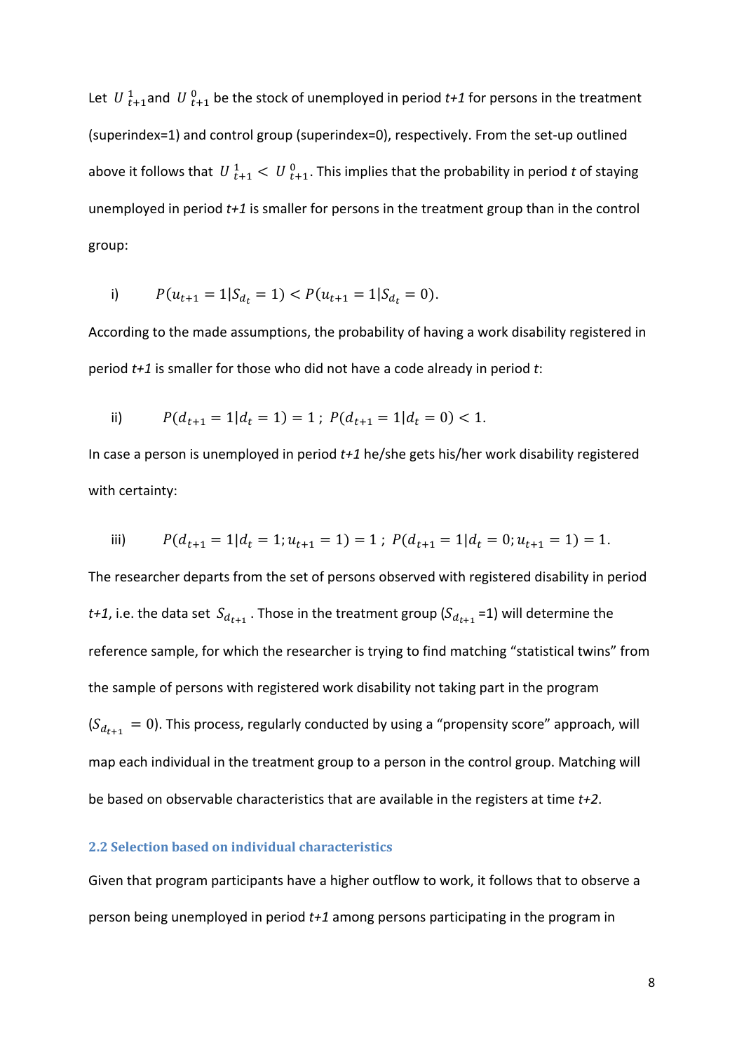Let $U^{1}_{t+1}$ and $U^{0}_{t+1}$ be the stock of unemployed in period *t+1* for persons in the treatment (superindex=1) and control group (superindex=0), respectively. From the set-up outlined above it follows that $U^{1}_{t+1} < U^{0}_{t+1}$. This implies that the probability in period *t* of staying unemployed in period *t+1* is smaller for persons in the treatment group than in the control group:

i) $$P(u_{t+1} = 1 | S_{d_t} = 1) < P(u_{t+1} = 1 | S_{d_t} = 0).$$

According to the made assumptions, the probability of having a work disability registered in period *t+1* is smaller for those who did not have a code already in period *t*:

ii) $$P(d_{t+1} = 1 | d_t = 1) = 1\,;\; P(d_{t+1} = 1 | d_t = 0) < 1.$$

In case a person is unemployed in period *t+1* he/she gets his/her work disability registered with certainty:

iii) $$P(d_{t+1} = 1 | d_t = 1; u_{t+1} = 1) = 1\,;\; P(d_{t+1} = 1 | d_t = 0; u_{t+1} = 1) = 1.$$

The researcher departs from the set of persons observed with registered disability in period *t+1*, i.e. the data set $S_{d_{t+1}}$. Those in the treatment group ($S_{d_{t+1}}$=1) will determine the reference sample, for which the researcher is trying to find matching "statistical twins" from the sample of persons with registered work disability not taking part in the program ($S_{d_{t+1}} = 0$). This process, regularly conducted by using a "propensity score" approach, will map each individual in the treatment group to a person in the control group. Matching will be based on observable characteristics that are available in the registers at time *t+2*.

### 2.2 Selection based on individual characteristics

Given that program participants have a higher outflow to work, it follows that to observe a person being unemployed in period *t+1* among persons participating in the program in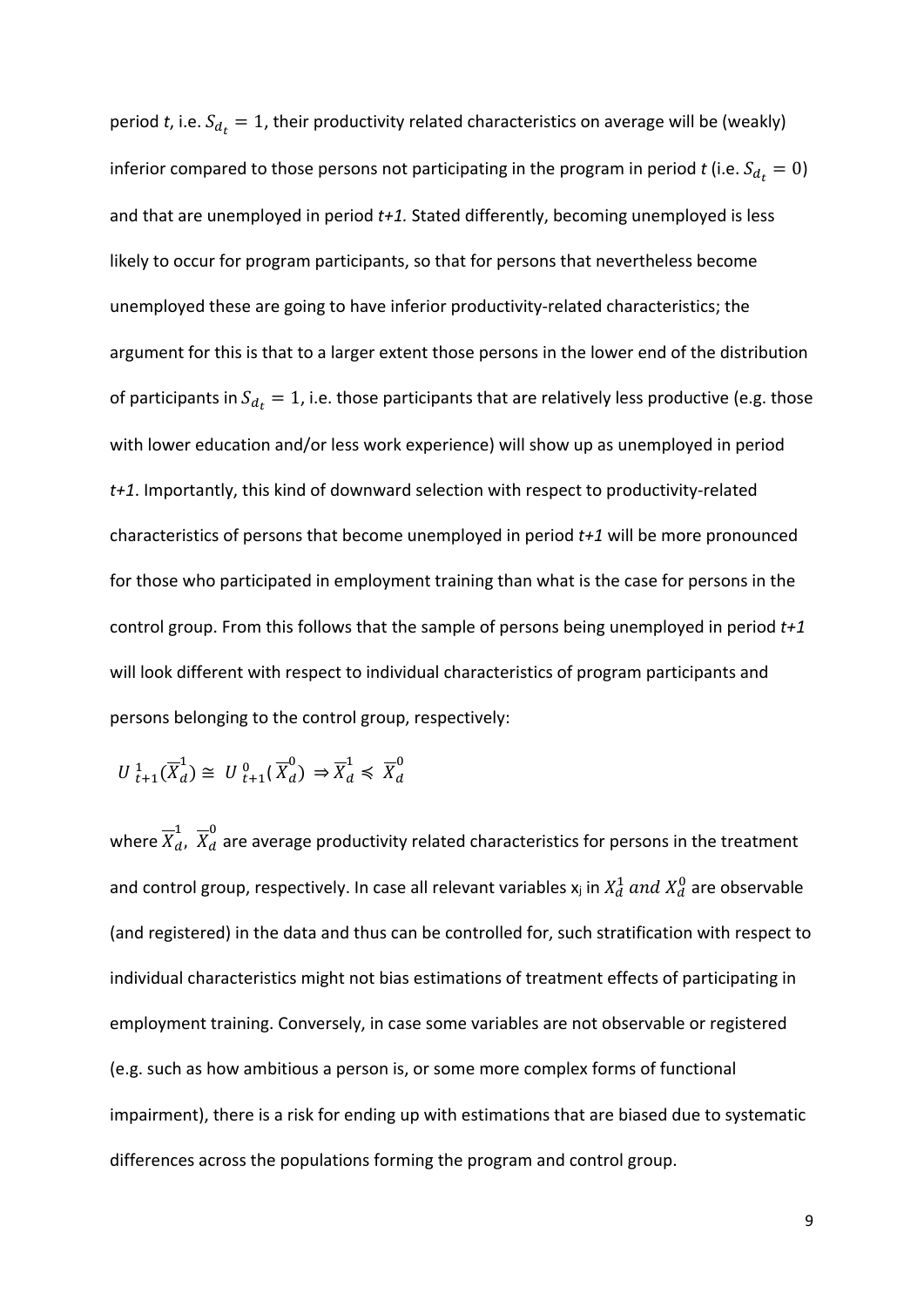period *t*, i.e. $S_{d_t} = 1$, their productivity related characteristics on average will be (weakly) inferior compared to those persons not participating in the program in period *t* (i.e. $S_{d_t} = 0$) and that are unemployed in period *t+1.* Stated differently, becoming unemployed is less likely to occur for program participants, so that for persons that nevertheless become unemployed these are going to have inferior productivity-related characteristics; the argument for this is that to a larger extent those persons in the lower end of the distribution of participants in $S_{d_t} = 1$, i.e. those participants that are relatively less productive (e.g. those with lower education and/or less work experience) will show up as unemployed in period *t+1*. Importantly, this kind of downward selection with respect to productivity-related characteristics of persons that become unemployed in period *t+1* will be more pronounced for those who participated in employment training than what is the case for persons in the control group. From this follows that the sample of persons being unemployed in period *t+1* will look different with respect to individual characteristics of program participants and persons belonging to the control group, respectively:

$$U\,^{1}_{t+1}(\overline{X}^{1}_{d}) \cong U\,^{0}_{t+1}(\overline{X}^{0}_{d}) \Rightarrow \overline{X}^{1}_{d} \preccurlyeq \overline{X}^{0}_{d}$$

where $\overline{X}^{1}_{d}$, $\overline{X}^{0}_{d}$ are average productivity related characteristics for persons in the treatment and control group, respectively. In case all relevant variables $x_j$ in $X^1_d$ *and* $X^0_d$ are observable (and registered) in the data and thus can be controlled for, such stratification with respect to individual characteristics might not bias estimations of treatment effects of participating in employment training. Conversely, in case some variables are not observable or registered (e.g. such as how ambitious a person is, or some more complex forms of functional impairment), there is a risk for ending up with estimations that are biased due to systematic differences across the populations forming the program and control group.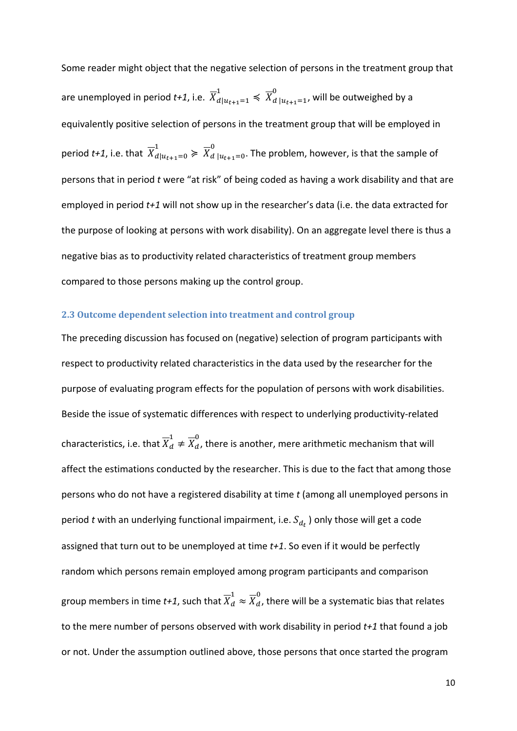Some reader might object that the negative selection of persons in the treatment group that are unemployed in period *t+1*, i.e. $\overline{X}^{1}_{d|u_{t+1}=1} \preccurlyeq \overline{X}^{0}_{d\,|u_{t+1}=1}$, will be outweighed by a equivalently positive selection of persons in the treatment group that will be employed in period *t+1*, i.e. that $\overline{X}^{1}_{d|u_{t+1}=0} \succcurlyeq \overline{X}^{0}_{d\,|u_{t+1}=0}$. The problem, however, is that the sample of persons that in period *t* were "at risk" of being coded as having a work disability and that are employed in period *t+1* will not show up in the researcher's data (i.e. the data extracted for the purpose of looking at persons with work disability). On an aggregate level there is thus a negative bias as to productivity related characteristics of treatment group members compared to those persons making up the control group.

### 2.3 Outcome dependent selection into treatment and control group

The preceding discussion has focused on (negative) selection of program participants with respect to productivity related characteristics in the data used by the researcher for the purpose of evaluating program effects for the population of persons with work disabilities. Beside the issue of systematic differences with respect to underlying productivity-related characteristics, i.e. that $\overline{X}^{1}_{d} \neq \overline{X}^{0}_{d}$, there is another, mere arithmetic mechanism that will affect the estimations conducted by the researcher. This is due to the fact that among those persons who do not have a registered disability at time *t* (among all unemployed persons in period *t* with an underlying functional impairment, i.e. $S_{d_t}$ ) only those will get a code assigned that turn out to be unemployed at time *t+1*. So even if it would be perfectly random which persons remain employed among program participants and comparison group members in time *t+1*, such that $\overline{X}^{1}_{d} \approx \overline{X}^{0}_{d}$, there will be a systematic bias that relates to the mere number of persons observed with work disability in period *t+1* that found a job or not. Under the assumption outlined above, those persons that once started the program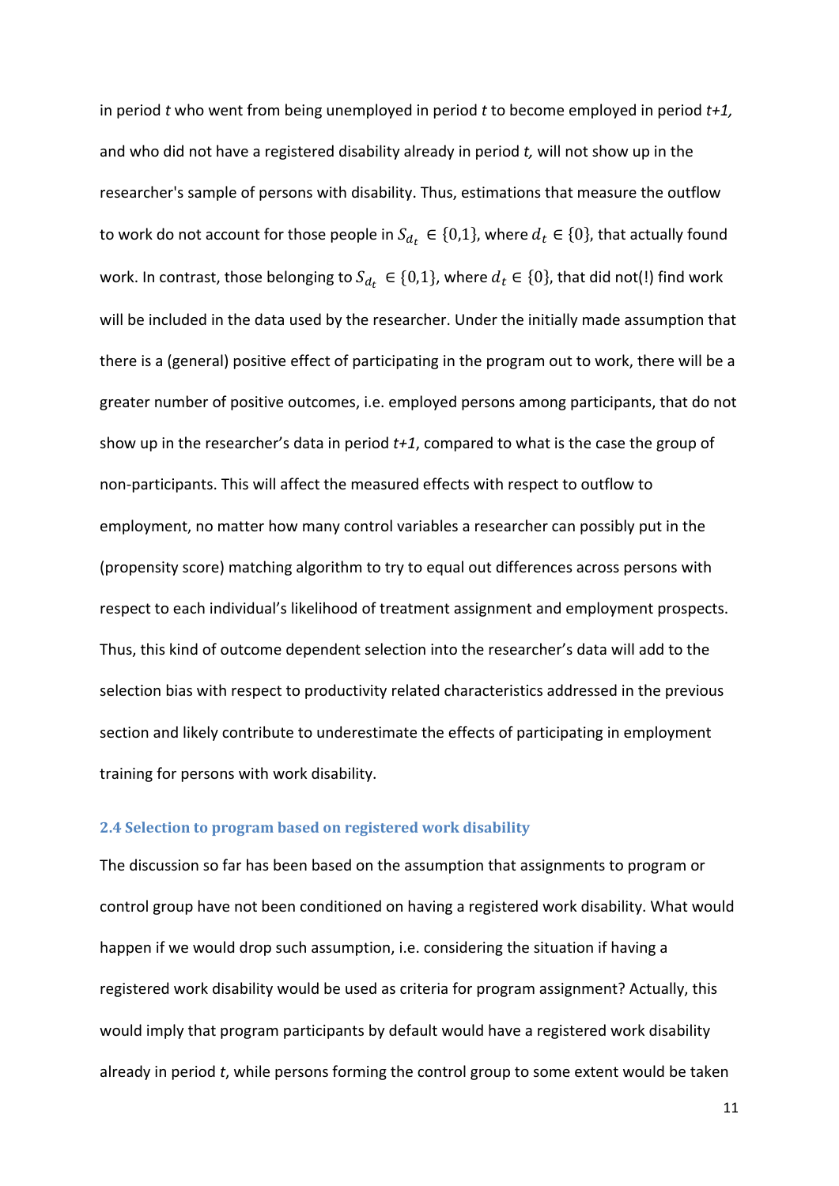in period *t* who went from being unemployed in period *t* to become employed in period *t+1,* and who did not have a registered disability already in period *t,* will not show up in the researcher's sample of persons with disability. Thus, estimations that measure the outflow to work do not account for those people in $S_{d_t} \in \{0,1\}$, where $d_t \in \{0\}$, that actually found work. In contrast, those belonging to $S_{d_t} \in \{0,1\}$, where $d_t \in \{0\}$, that did not(!) find work will be included in the data used by the researcher. Under the initially made assumption that there is a (general) positive effect of participating in the program out to work, there will be a greater number of positive outcomes, i.e. employed persons among participants, that do not show up in the researcher's data in period *t+1*, compared to what is the case the group of non-participants. This will affect the measured effects with respect to outflow to employment, no matter how many control variables a researcher can possibly put in the (propensity score) matching algorithm to try to equal out differences across persons with respect to each individual's likelihood of treatment assignment and employment prospects. Thus, this kind of outcome dependent selection into the researcher's data will add to the selection bias with respect to productivity related characteristics addressed in the previous section and likely contribute to underestimate the effects of participating in employment training for persons with work disability.

### 2.4 Selection to program based on registered work disability

The discussion so far has been based on the assumption that assignments to program or control group have not been conditioned on having a registered work disability. What would happen if we would drop such assumption, i.e. considering the situation if having a registered work disability would be used as criteria for program assignment? Actually, this would imply that program participants by default would have a registered work disability already in period *t*, while persons forming the control group to some extent would be taken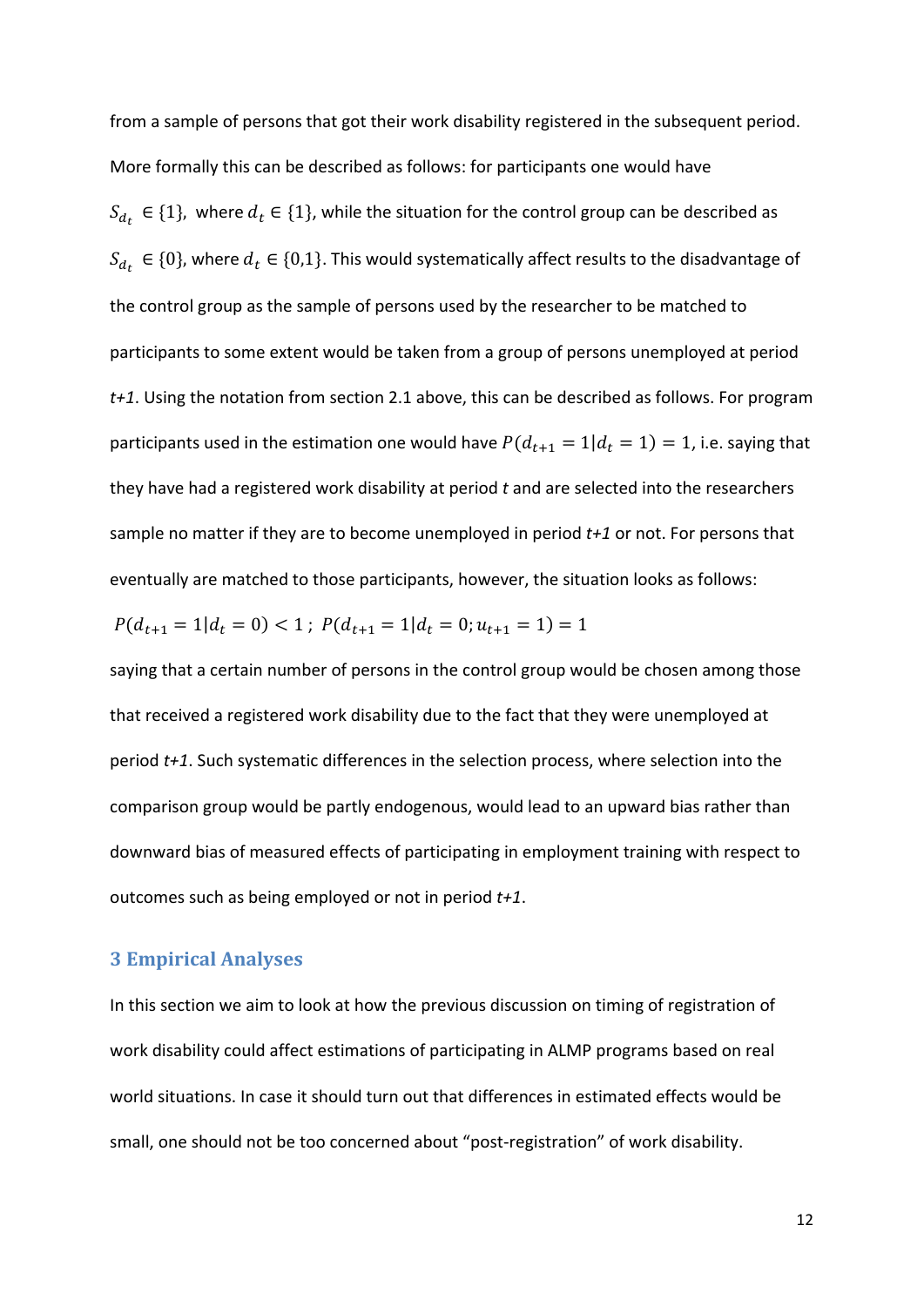from a sample of persons that got their work disability registered in the subsequent period. More formally this can be described as follows: for participants one would have $S_{d_t} \in \{1\}$, where $d_t \in \{1\}$, while the situation for the control group can be described as $S_{d_t} \in \{0\}$, where $d_t \in \{0,1\}$. This would systematically affect results to the disadvantage of the control group as the sample of persons used by the researcher to be matched to participants to some extent would be taken from a group of persons unemployed at period *t+1*. Using the notation from section 2.1 above, this can be described as follows. For program participants used in the estimation one would have $P(d_{t+1} = 1 | d_t = 1) = 1$, i.e. saying that they have had a registered work disability at period *t* and are selected into the researchers sample no matter if they are to become unemployed in period *t+1* or not. For persons that eventually are matched to those participants, however, the situation looks as follows:

$$P(d_{t+1} = 1 | d_t = 0) < 1\,; \; P(d_{t+1} = 1 | d_t = 0; u_{t+1} = 1) = 1$$

saying that a certain number of persons in the control group would be chosen among those that received a registered work disability due to the fact that they were unemployed at period *t+1*. Such systematic differences in the selection process, where selection into the comparison group would be partly endogenous, would lead to an upward bias rather than downward bias of measured effects of participating in employment training with respect to outcomes such as being employed or not in period *t+1*.

## 3 Empirical Analyses

In this section we aim to look at how the previous discussion on timing of registration of work disability could affect estimations of participating in ALMP programs based on real world situations. In case it should turn out that differences in estimated effects would be small, one should not be too concerned about "post-registration" of work disability.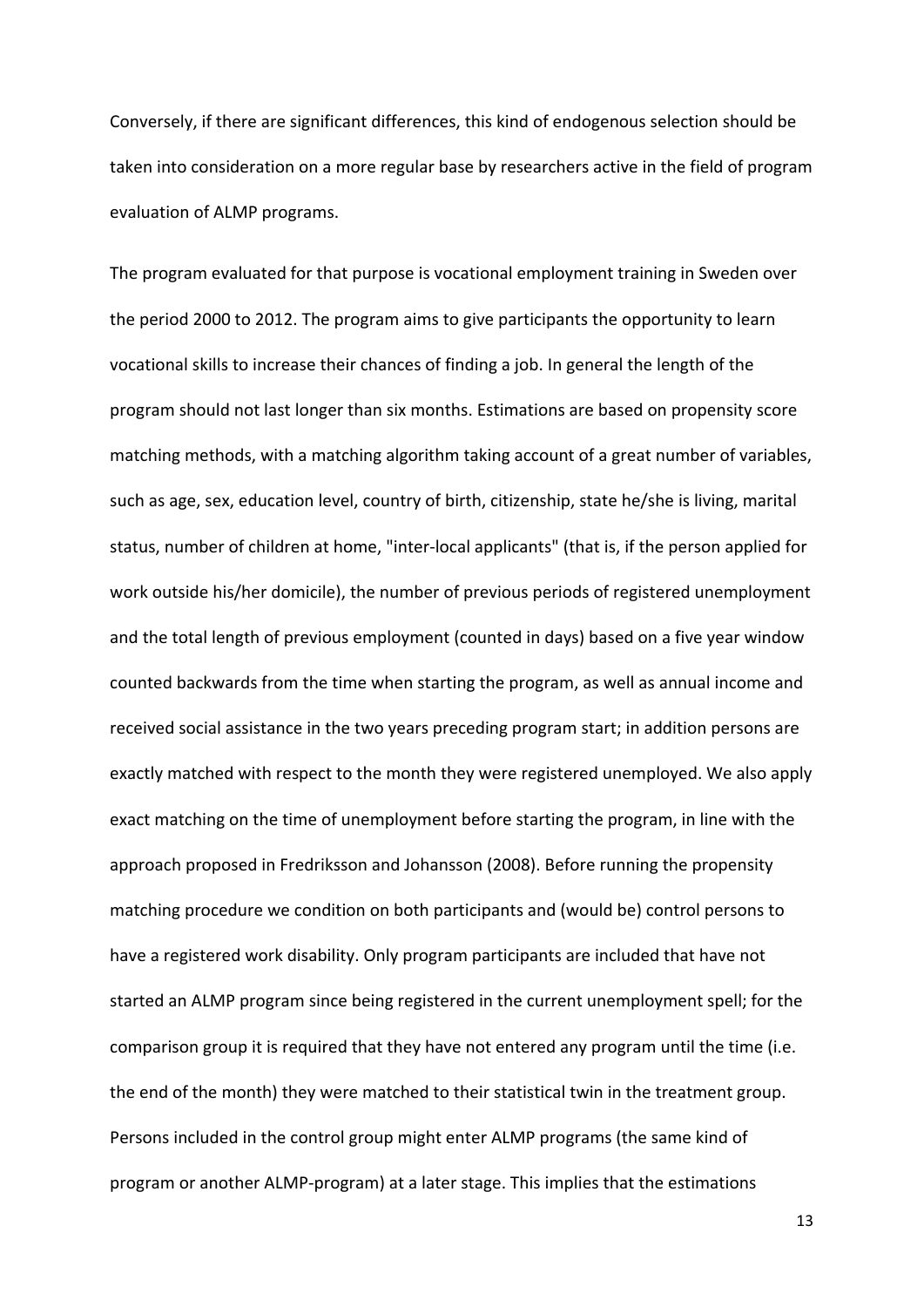Conversely, if there are significant differences, this kind of endogenous selection should be taken into consideration on a more regular base by researchers active in the field of program evaluation of ALMP programs.

The program evaluated for that purpose is vocational employment training in Sweden over the period 2000 to 2012. The program aims to give participants the opportunity to learn vocational skills to increase their chances of finding a job. In general the length of the program should not last longer than six months. Estimations are based on propensity score matching methods, with a matching algorithm taking account of a great number of variables, such as age, sex, education level, country of birth, citizenship, state he/she is living, marital status, number of children at home, "inter-local applicants" (that is, if the person applied for work outside his/her domicile), the number of previous periods of registered unemployment and the total length of previous employment (counted in days) based on a five year window counted backwards from the time when starting the program, as well as annual income and received social assistance in the two years preceding program start; in addition persons are exactly matched with respect to the month they were registered unemployed. We also apply exact matching on the time of unemployment before starting the program, in line with the approach proposed in Fredriksson and Johansson (2008). Before running the propensity matching procedure we condition on both participants and (would be) control persons to have a registered work disability. Only program participants are included that have not started an ALMP program since being registered in the current unemployment spell; for the comparison group it is required that they have not entered any program until the time (i.e. the end of the month) they were matched to their statistical twin in the treatment group. Persons included in the control group might enter ALMP programs (the same kind of program or another ALMP-program) at a later stage. This implies that the estimations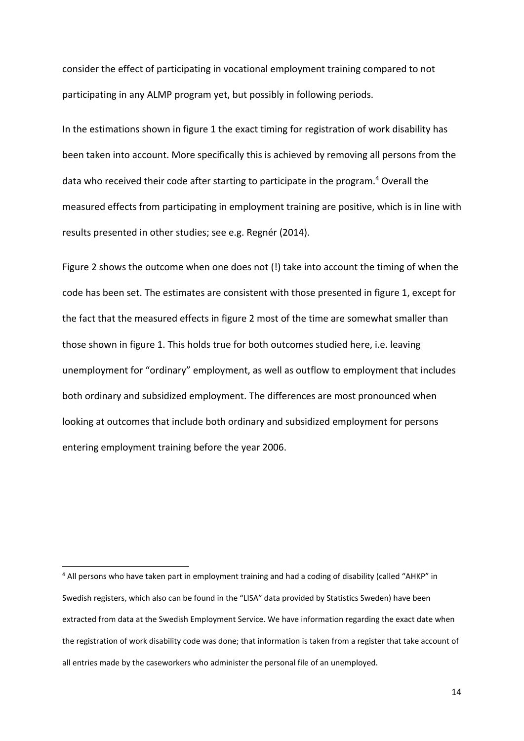consider the effect of participating in vocational employment training compared to not participating in any ALMP program yet, but possibly in following periods.

In the estimations shown in figure 1 the exact timing for registration of work disability has been taken into account. More specifically this is achieved by removing all persons from the data who received their code after starting to participate in the program.[4] Overall the measured effects from participating in employment training are positive, which is in line with results presented in other studies; see e.g. Regnér (2014).

Figure 2 shows the outcome when one does not (!) take into account the timing of when the code has been set. The estimates are consistent with those presented in figure 1, except for the fact that the measured effects in figure 2 most of the time are somewhat smaller than those shown in figure 1. This holds true for both outcomes studied here, i.e. leaving unemployment for "ordinary" employment, as well as outflow to employment that includes both ordinary and subsidized employment. The differences are most pronounced when looking at outcomes that include both ordinary and subsidized employment for persons entering employment training before the year 2006.

---

[4] All persons who have taken part in employment training and had a coding of disability (called "AHKP" in Swedish registers, which also can be found in the "LISA" data provided by Statistics Sweden) have been extracted from data at the Swedish Employment Service. We have information regarding the exact date when the registration of work disability code was done; that information is taken from a register that take account of all entries made by the caseworkers who administer the personal file of an unemployed.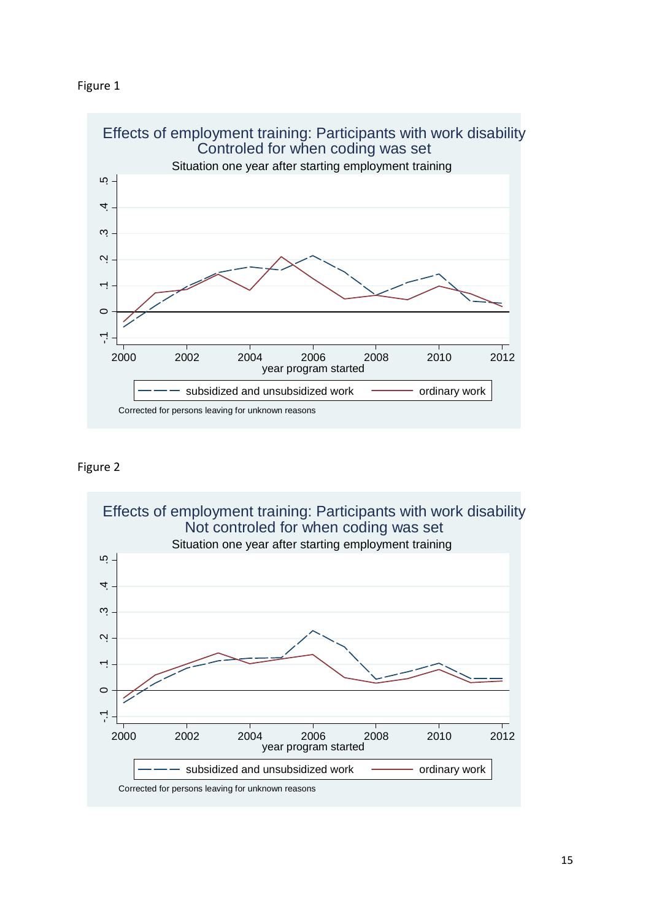Figure 1

Effects of employment training: Participants with work disability
Controled for when coding was set

Situation one year after starting employment training

Corrected for persons leaving for unknown reasons

Figure 2

Effects of employment training: Participants with work disability
Not controled for when coding was set

Situation one year after starting employment training

Corrected for persons leaving for unknown reasons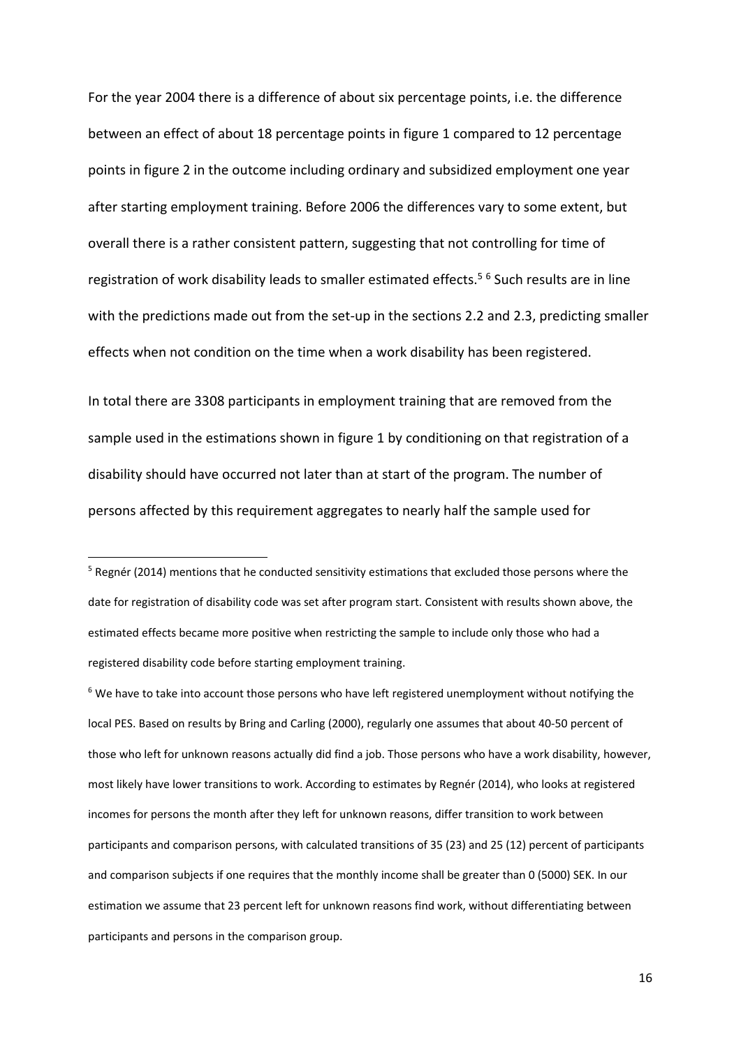For the year 2004 there is a difference of about six percentage points, i.e. the difference between an effect of about 18 percentage points in figure 1 compared to 12 percentage points in figure 2 in the outcome including ordinary and subsidized employment one year after starting employment training. Before 2006 the differences vary to some extent, but overall there is a rather consistent pattern, suggesting that not controlling for time of registration of work disability leads to smaller estimated effects.[5] [6] Such results are in line with the predictions made out from the set-up in the sections 2.2 and 2.3, predicting smaller effects when not condition on the time when a work disability has been registered.

In total there are 3308 participants in employment training that are removed from the sample used in the estimations shown in figure 1 by conditioning on that registration of a disability should have occurred not later than at start of the program. The number of persons affected by this requirement aggregates to nearly half the sample used for

---

[5] Regnér (2014) mentions that he conducted sensitivity estimations that excluded those persons where the date for registration of disability code was set after program start. Consistent with results shown above, the estimated effects became more positive when restricting the sample to include only those who had a registered disability code before starting employment training.

[6] We have to take into account those persons who have left registered unemployment without notifying the local PES. Based on results by Bring and Carling (2000), regularly one assumes that about 40-50 percent of those who left for unknown reasons actually did find a job. Those persons who have a work disability, however, most likely have lower transitions to work. According to estimates by Regnér (2014), who looks at registered incomes for persons the month after they left for unknown reasons, differ transition to work between participants and comparison persons, with calculated transitions of 35 (23) and 25 (12) percent of participants and comparison subjects if one requires that the monthly income shall be greater than 0 (5000) SEK. In our estimation we assume that 23 percent left for unknown reasons find work, without differentiating between participants and persons in the comparison group.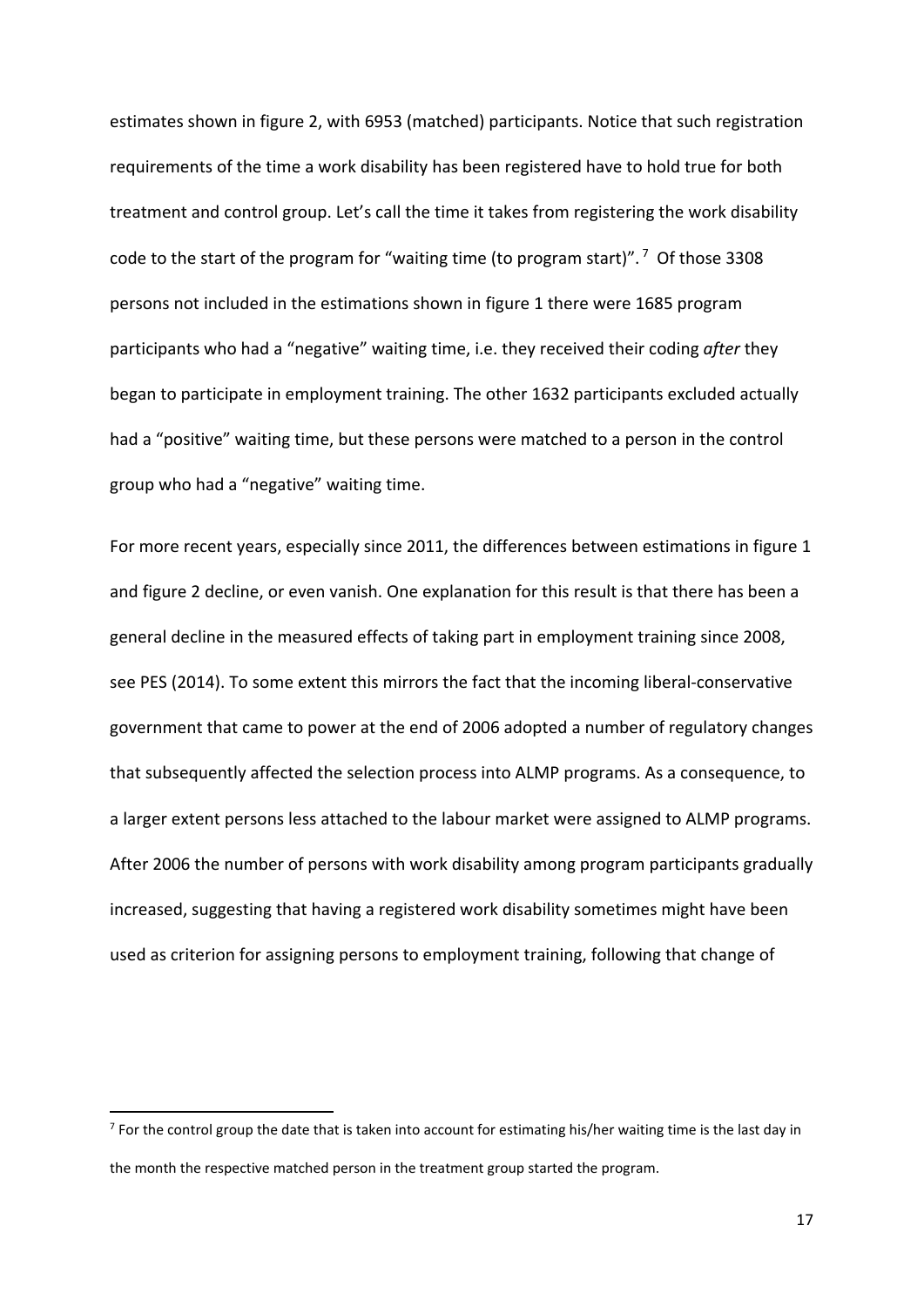estimates shown in figure 2, with 6953 (matched) participants. Notice that such registration requirements of the time a work disability has been registered have to hold true for both treatment and control group. Let's call the time it takes from registering the work disability code to the start of the program for "waiting time (to program start)".[7] Of those 3308 persons not included in the estimations shown in figure 1 there were 1685 program participants who had a "negative" waiting time, i.e. they received their coding *after* they began to participate in employment training. The other 1632 participants excluded actually had a "positive" waiting time, but these persons were matched to a person in the control group who had a "negative" waiting time.

For more recent years, especially since 2011, the differences between estimations in figure 1 and figure 2 decline, or even vanish. One explanation for this result is that there has been a general decline in the measured effects of taking part in employment training since 2008, see PES (2014). To some extent this mirrors the fact that the incoming liberal-conservative government that came to power at the end of 2006 adopted a number of regulatory changes that subsequently affected the selection process into ALMP programs. As a consequence, to a larger extent persons less attached to the labour market were assigned to ALMP programs. After 2006 the number of persons with work disability among program participants gradually increased, suggesting that having a registered work disability sometimes might have been used as criterion for assigning persons to employment training, following that change of

---

[7] For the control group the date that is taken into account for estimating his/her waiting time is the last day in the month the respective matched person in the treatment group started the program.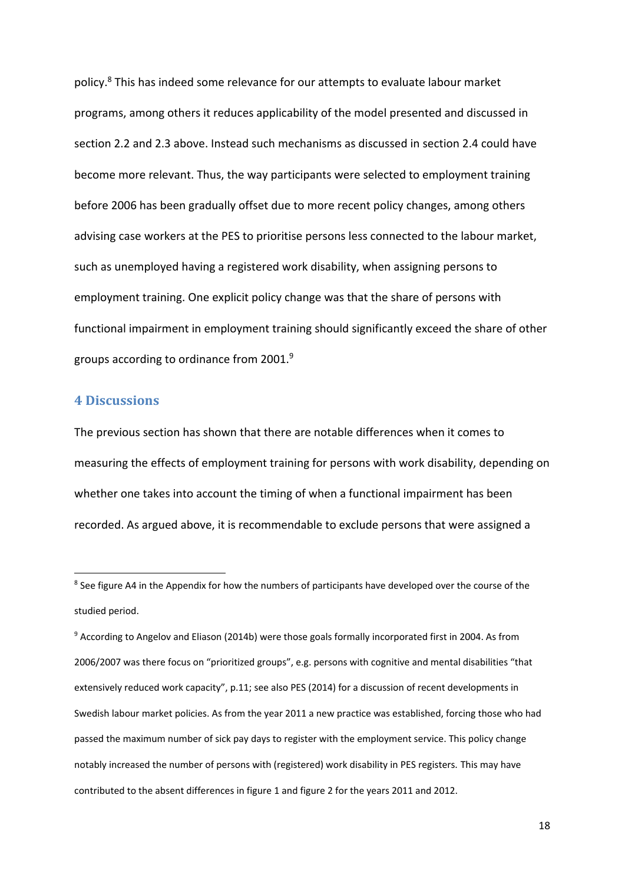policy.[8] This has indeed some relevance for our attempts to evaluate labour market programs, among others it reduces applicability of the model presented and discussed in section 2.2 and 2.3 above. Instead such mechanisms as discussed in section 2.4 could have become more relevant. Thus, the way participants were selected to employment training before 2006 has been gradually offset due to more recent policy changes, among others advising case workers at the PES to prioritise persons less connected to the labour market, such as unemployed having a registered work disability, when assigning persons to employment training. One explicit policy change was that the share of persons with functional impairment in employment training should significantly exceed the share of other groups according to ordinance from 2001.[9]

## 4 Discussions

The previous section has shown that there are notable differences when it comes to measuring the effects of employment training for persons with work disability, depending on whether one takes into account the timing of when a functional impairment has been recorded. As argued above, it is recommendable to exclude persons that were assigned a

---

[8] See figure A4 in the Appendix for how the numbers of participants have developed over the course of the studied period.

[9] According to Angelov and Eliason (2014b) were those goals formally incorporated first in 2004. As from 2006/2007 was there focus on "prioritized groups", e.g. persons with cognitive and mental disabilities "that extensively reduced work capacity", p.11; see also PES (2014) for a discussion of recent developments in Swedish labour market policies. As from the year 2011 a new practice was established, forcing those who had passed the maximum number of sick pay days to register with the employment service. This policy change notably increased the number of persons with (registered) work disability in PES registers. This may have contributed to the absent differences in figure 1 and figure 2 for the years 2011 and 2012.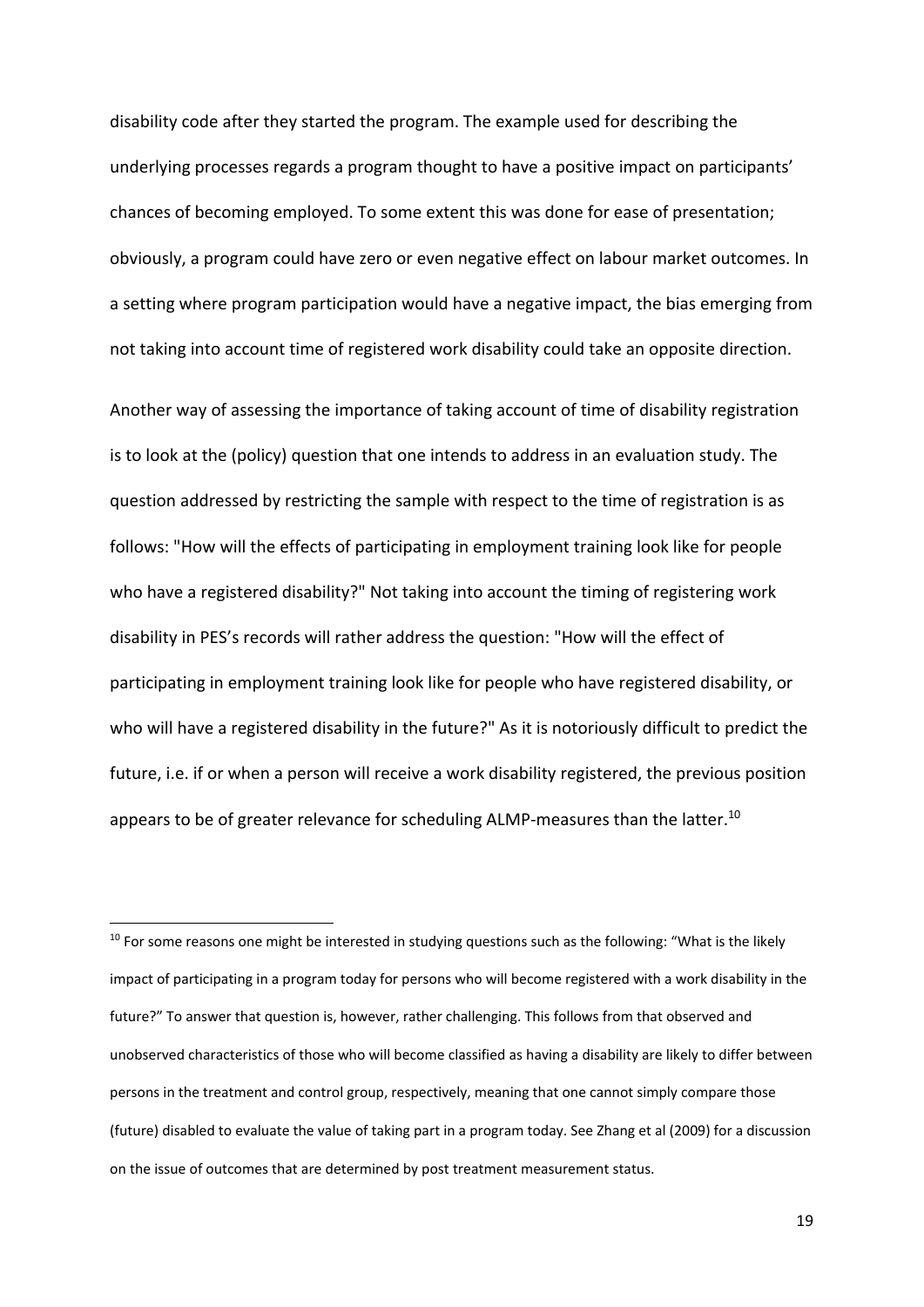disability code after they started the program. The example used for describing the underlying processes regards a program thought to have a positive impact on participants' chances of becoming employed. To some extent this was done for ease of presentation; obviously, a program could have zero or even negative effect on labour market outcomes. In a setting where program participation would have a negative impact, the bias emerging from not taking into account time of registered work disability could take an opposite direction.

Another way of assessing the importance of taking account of time of disability registration is to look at the (policy) question that one intends to address in an evaluation study. The question addressed by restricting the sample with respect to the time of registration is as follows: "How will the effects of participating in employment training look like for people who have a registered disability?" Not taking into account the timing of registering work disability in PES's records will rather address the question: "How will the effect of participating in employment training look like for people who have registered disability, or who will have a registered disability in the future?" As it is notoriously difficult to predict the future, i.e. if or when a person will receive a work disability registered, the previous position appears to be of greater relevance for scheduling ALMP-measures than the latter.[10]

[10] For some reasons one might be interested in studying questions such as the following: "What is the likely impact of participating in a program today for persons who will become registered with a work disability in the future?" To answer that question is, however, rather challenging. This follows from that observed and unobserved characteristics of those who will become classified as having a disability are likely to differ between persons in the treatment and control group, respectively, meaning that one cannot simply compare those (future) disabled to evaluate the value of taking part in a program today. See Zhang et al (2009) for a discussion on the issue of outcomes that are determined by post treatment measurement status.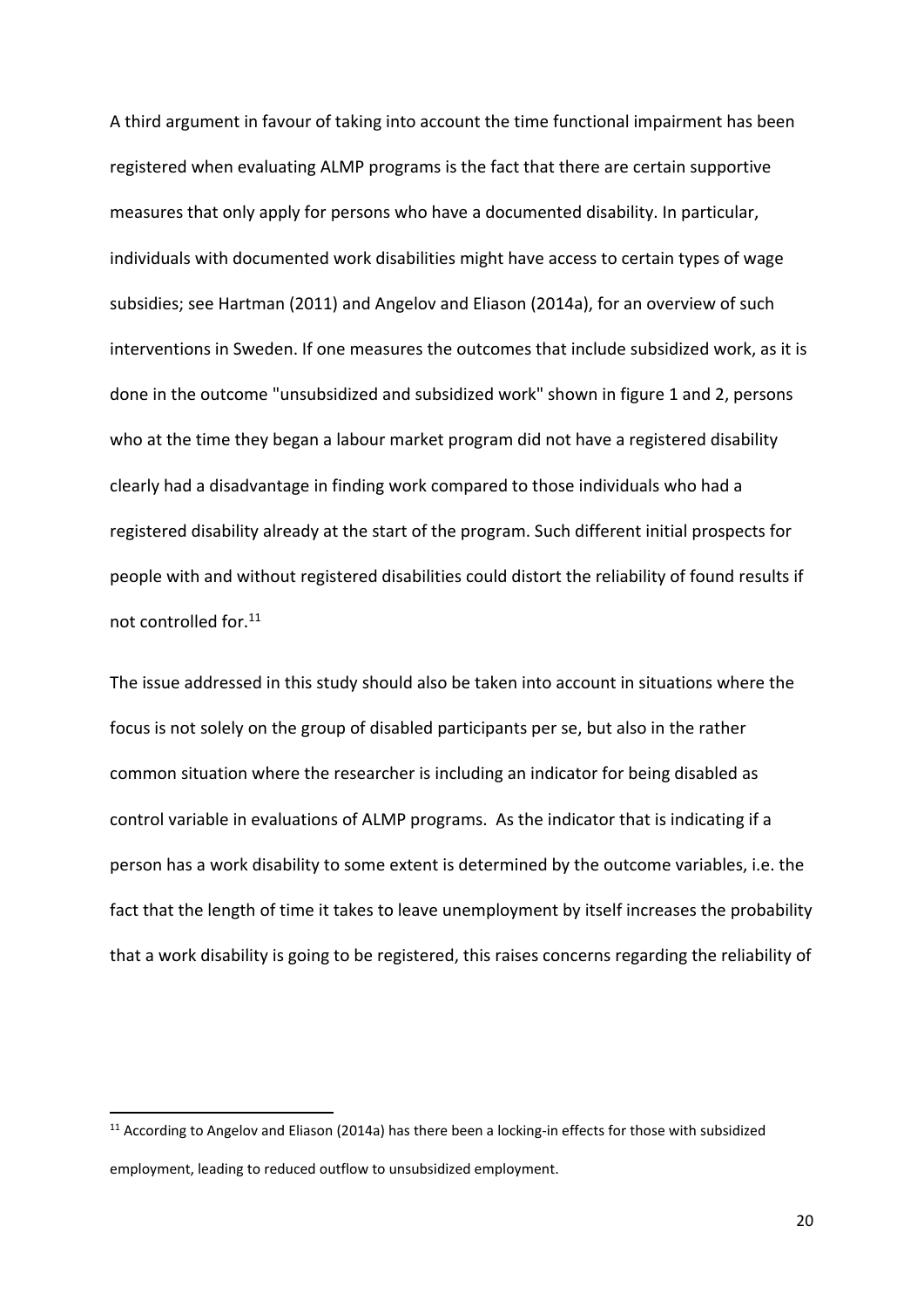A third argument in favour of taking into account the time functional impairment has been registered when evaluating ALMP programs is the fact that there are certain supportive measures that only apply for persons who have a documented disability. In particular, individuals with documented work disabilities might have access to certain types of wage subsidies; see Hartman (2011) and Angelov and Eliason (2014a), for an overview of such interventions in Sweden. If one measures the outcomes that include subsidized work, as it is done in the outcome "unsubsidized and subsidized work" shown in figure 1 and 2, persons who at the time they began a labour market program did not have a registered disability clearly had a disadvantage in finding work compared to those individuals who had a registered disability already at the start of the program. Such different initial prospects for people with and without registered disabilities could distort the reliability of found results if not controlled for.[11]

The issue addressed in this study should also be taken into account in situations where the focus is not solely on the group of disabled participants per se, but also in the rather common situation where the researcher is including an indicator for being disabled as control variable in evaluations of ALMP programs. As the indicator that is indicating if a person has a work disability to some extent is determined by the outcome variables, i.e. the fact that the length of time it takes to leave unemployment by itself increases the probability that a work disability is going to be registered, this raises concerns regarding the reliability of

[11] According to Angelov and Eliason (2014a) has there been a locking-in effects for those with subsidized employment, leading to reduced outflow to unsubsidized employment.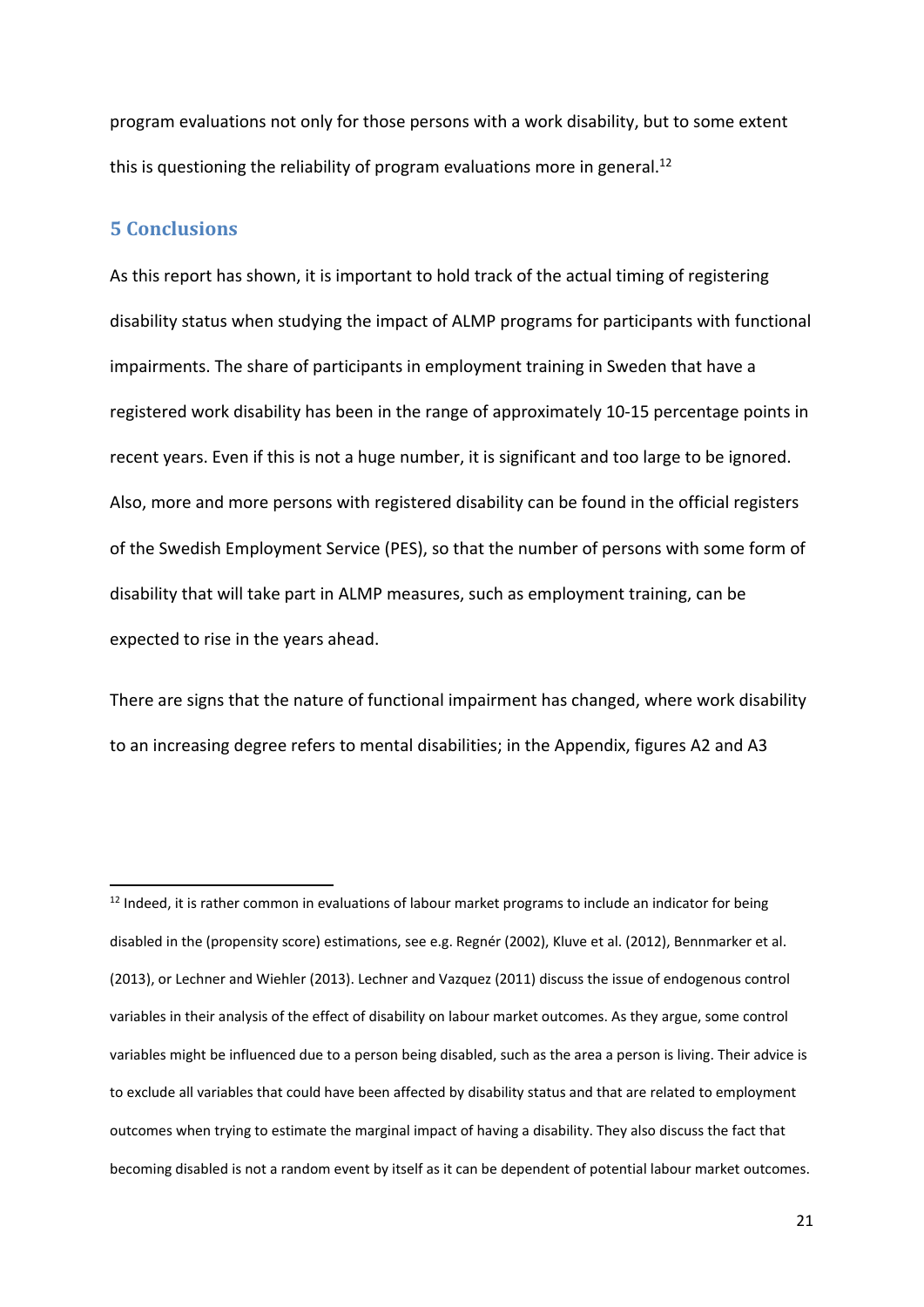program evaluations not only for those persons with a work disability, but to some extent this is questioning the reliability of program evaluations more in general.[12]

## 5 Conclusions

As this report has shown, it is important to hold track of the actual timing of registering disability status when studying the impact of ALMP programs for participants with functional impairments. The share of participants in employment training in Sweden that have a registered work disability has been in the range of approximately 10-15 percentage points in recent years. Even if this is not a huge number, it is significant and too large to be ignored. Also, more and more persons with registered disability can be found in the official registers of the Swedish Employment Service (PES), so that the number of persons with some form of disability that will take part in ALMP measures, such as employment training, can be expected to rise in the years ahead.

There are signs that the nature of functional impairment has changed, where work disability to an increasing degree refers to mental disabilities; in the Appendix, figures A2 and A3

[12] Indeed, it is rather common in evaluations of labour market programs to include an indicator for being disabled in the (propensity score) estimations, see e.g. Regnér (2002), Kluve et al. (2012), Bennmarker et al. (2013), or Lechner and Wiehler (2013). Lechner and Vazquez (2011) discuss the issue of endogenous control variables in their analysis of the effect of disability on labour market outcomes. As they argue, some control variables might be influenced due to a person being disabled, such as the area a person is living. Their advice is to exclude all variables that could have been affected by disability status and that are related to employment outcomes when trying to estimate the marginal impact of having a disability. They also discuss the fact that becoming disabled is not a random event by itself as it can be dependent of potential labour market outcomes.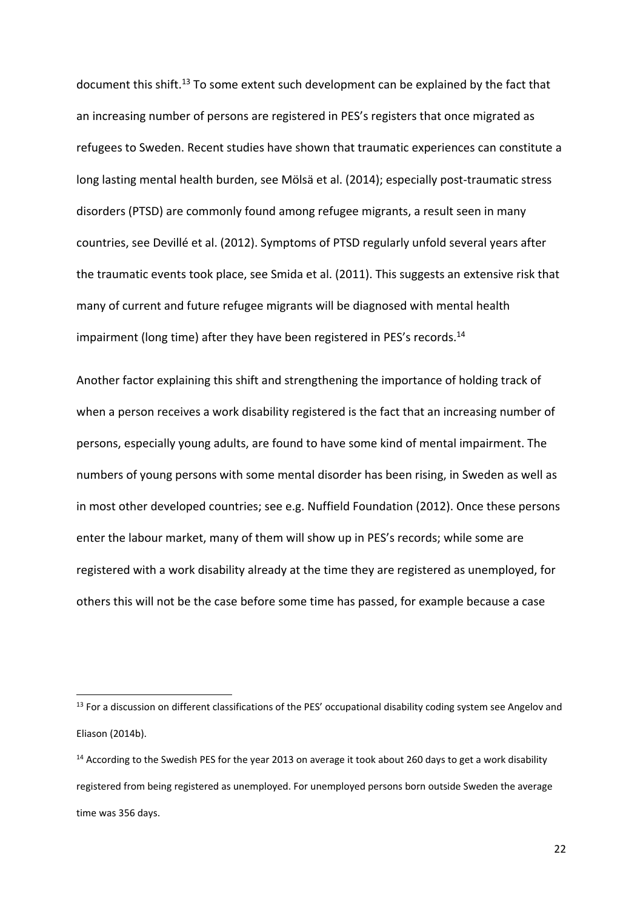document this shift.[13] To some extent such development can be explained by the fact that an increasing number of persons are registered in PES's registers that once migrated as refugees to Sweden. Recent studies have shown that traumatic experiences can constitute a long lasting mental health burden, see Mölsä et al. (2014); especially post-traumatic stress disorders (PTSD) are commonly found among refugee migrants, a result seen in many countries, see Devillé et al. (2012). Symptoms of PTSD regularly unfold several years after the traumatic events took place, see Smida et al. (2011). This suggests an extensive risk that many of current and future refugee migrants will be diagnosed with mental health impairment (long time) after they have been registered in PES's records.[14]

Another factor explaining this shift and strengthening the importance of holding track of when a person receives a work disability registered is the fact that an increasing number of persons, especially young adults, are found to have some kind of mental impairment. The numbers of young persons with some mental disorder has been rising, in Sweden as well as in most other developed countries; see e.g. Nuffield Foundation (2012). Once these persons enter the labour market, many of them will show up in PES's records; while some are registered with a work disability already at the time they are registered as unemployed, for others this will not be the case before some time has passed, for example because a case

---

[13] For a discussion on different classifications of the PES' occupational disability coding system see Angelov and Eliason (2014b).

[14] According to the Swedish PES for the year 2013 on average it took about 260 days to get a work disability registered from being registered as unemployed. For unemployed persons born outside Sweden the average time was 356 days.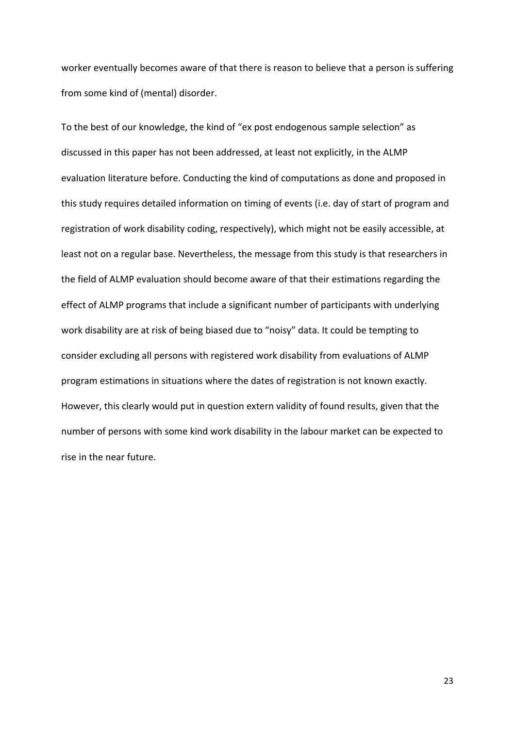worker eventually becomes aware of that there is reason to believe that a person is suffering from some kind of (mental) disorder.

To the best of our knowledge, the kind of "ex post endogenous sample selection" as discussed in this paper has not been addressed, at least not explicitly, in the ALMP evaluation literature before. Conducting the kind of computations as done and proposed in this study requires detailed information on timing of events (i.e. day of start of program and registration of work disability coding, respectively), which might not be easily accessible, at least not on a regular base. Nevertheless, the message from this study is that researchers in the field of ALMP evaluation should become aware of that their estimations regarding the effect of ALMP programs that include a significant number of participants with underlying work disability are at risk of being biased due to "noisy" data. It could be tempting to consider excluding all persons with registered work disability from evaluations of ALMP program estimations in situations where the dates of registration is not known exactly. However, this clearly would put in question extern validity of found results, given that the number of persons with some kind work disability in the labour market can be expected to rise in the near future.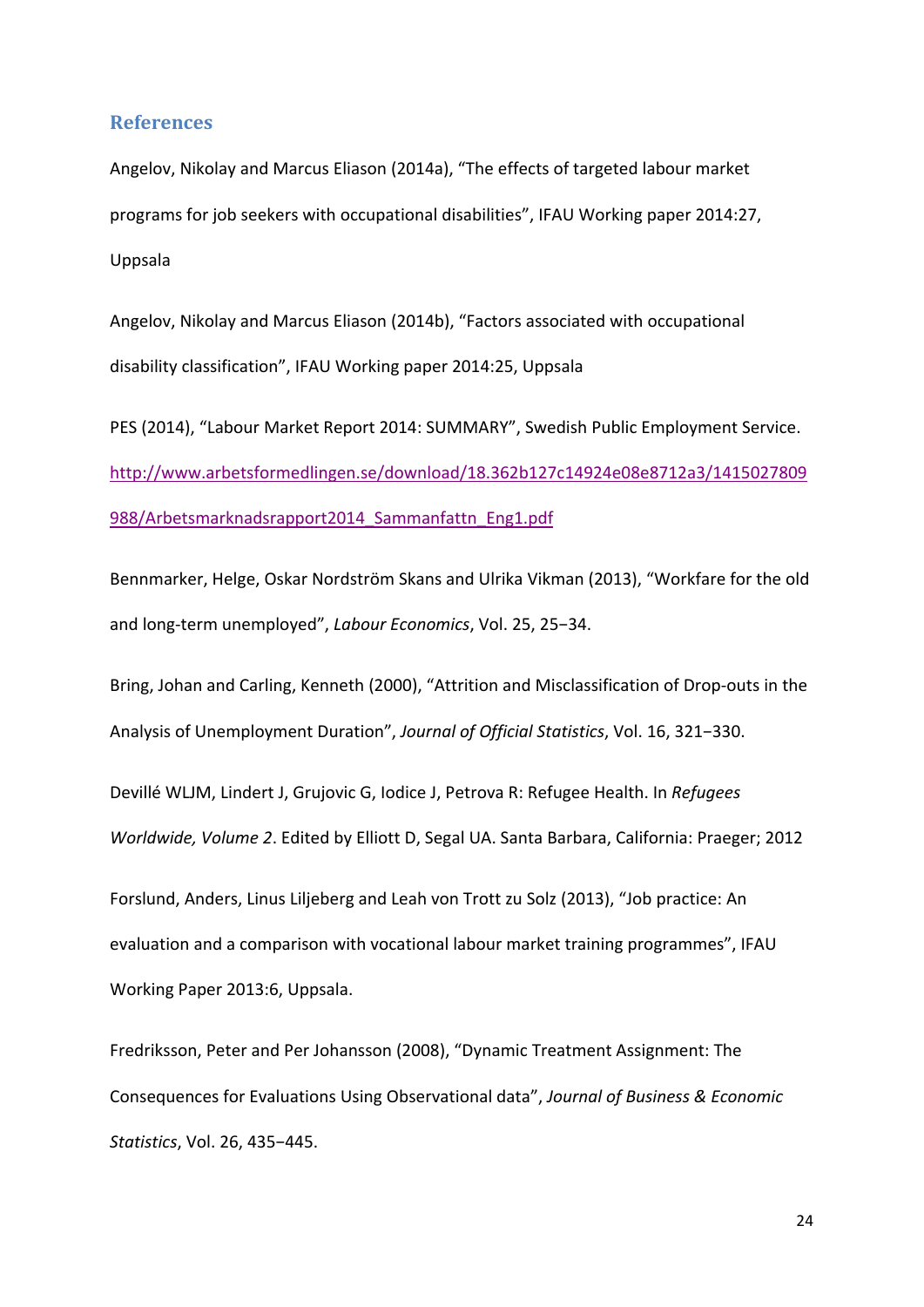## References

Angelov, Nikolay and Marcus Eliason (2014a), "The effects of targeted labour market programs for job seekers with occupational disabilities", IFAU Working paper 2014:27, Uppsala

Angelov, Nikolay and Marcus Eliason (2014b), "Factors associated with occupational disability classification", IFAU Working paper 2014:25, Uppsala

PES (2014), "Labour Market Report 2014: SUMMARY", Swedish Public Employment Service. http://www.arbetsformedlingen.se/download/18.362b127c14924e08e8712a3/1415027809988/Arbetsmarknadsrapport2014_Sammanfattn_Eng1.pdf

Bennmarker, Helge, Oskar Nordström Skans and Ulrika Vikman (2013), "Workfare for the old and long-term unemployed", *Labour Economics*, Vol. 25, 25−34.

Bring, Johan and Carling, Kenneth (2000), "Attrition and Misclassification of Drop-outs in the Analysis of Unemployment Duration", *Journal of Official Statistics*, Vol. 16, 321−330.

Devillé WLJM, Lindert J, Grujovic G, Iodice J, Petrova R: Refugee Health. In *Refugees Worldwide, Volume 2*. Edited by Elliott D, Segal UA. Santa Barbara, California: Praeger; 2012

Forslund, Anders, Linus Liljeberg and Leah von Trott zu Solz (2013), "Job practice: An evaluation and a comparison with vocational labour market training programmes", IFAU Working Paper 2013:6, Uppsala.

Fredriksson, Peter and Per Johansson (2008), "Dynamic Treatment Assignment: The Consequences for Evaluations Using Observational data", *Journal of Business & Economic Statistics*, Vol. 26, 435−445.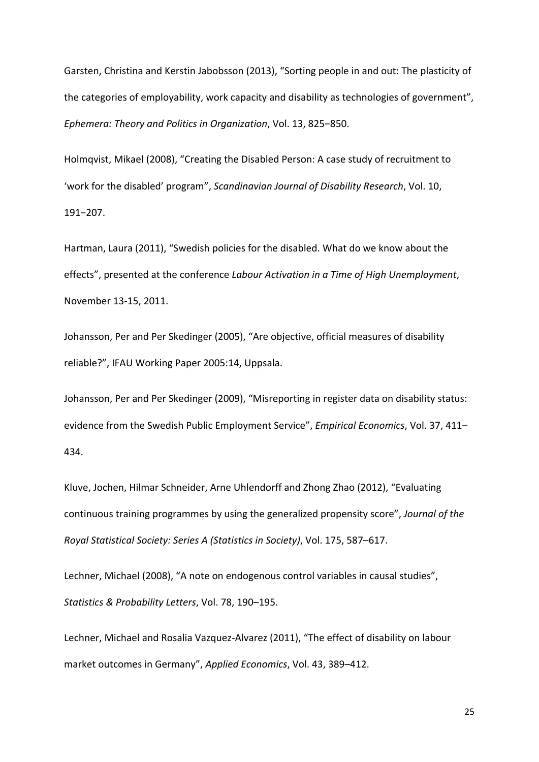Garsten, Christina and Kerstin Jabobsson (2013), “Sorting people in and out: The plasticity of the categories of employability, work capacity and disability as technologies of government”, *Ephemera: Theory and Politics in Organization*, Vol. 13, 825−850.

Holmqvist, Mikael (2008), “Creating the Disabled Person: A case study of recruitment to ‘work for the disabled’ program”, *Scandinavian Journal of Disability Research*, Vol. 10, 191−207.

Hartman, Laura (2011), “Swedish policies for the disabled. What do we know about the effects”, presented at the conference *Labour Activation in a Time of High Unemployment*, November 13-15, 2011.

Johansson, Per and Per Skedinger (2005), “Are objective, official measures of disability reliable?”, IFAU Working Paper 2005:14, Uppsala.

Johansson, Per and Per Skedinger (2009), “Misreporting in register data on disability status: evidence from the Swedish Public Employment Service”, *Empirical Economics*, Vol. 37, 411–434.

Kluve, Jochen, Hilmar Schneider, Arne Uhlendorff and Zhong Zhao (2012), “Evaluating continuous training programmes by using the generalized propensity score”, *Journal of the Royal Statistical Society: Series A (Statistics in Society)*, Vol. 175, 587–617.

Lechner, Michael (2008), “A note on endogenous control variables in causal studies”, *Statistics & Probability Letters*, Vol. 78, 190–195.

Lechner, Michael and Rosalia Vazquez-Alvarez (2011), “The effect of disability on labour market outcomes in Germany”, *Applied Economics*, Vol. 43, 389–412.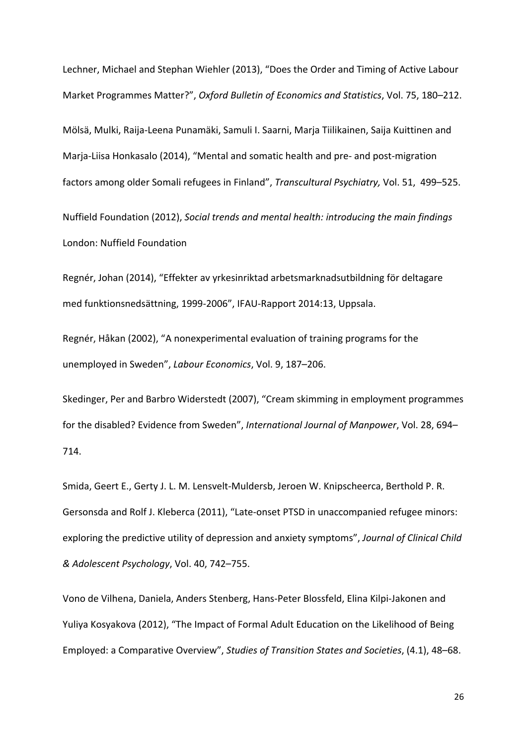Lechner, Michael and Stephan Wiehler (2013), “Does the Order and Timing of Active Labour Market Programmes Matter?”, *Oxford Bulletin of Economics and Statistics*, Vol. 75, 180–212.

Mölsä, Mulki, Raija-Leena Punamäki, Samuli I. Saarni, Marja Tiilikainen, Saija Kuittinen and Marja-Liisa Honkasalo (2014), “Mental and somatic health and pre- and post-migration factors among older Somali refugees in Finland”, *Transcultural Psychiatry,* Vol. 51, 499–525.

Nuffield Foundation (2012), *Social trends and mental health: introducing the main findings* London: Nuffield Foundation

Regnér, Johan (2014), “Effekter av yrkesinriktad arbetsmarknadsutbildning för deltagare med funktionsnedsättning, 1999-2006”, IFAU-Rapport 2014:13, Uppsala.

Regnér, Håkan (2002), “A nonexperimental evaluation of training programs for the unemployed in Sweden”, *Labour Economics*, Vol. 9, 187–206.

Skedinger, Per and Barbro Widerstedt (2007), “Cream skimming in employment programmes for the disabled? Evidence from Sweden”, *International Journal of Manpower*, Vol. 28, 694–714.

Smida, Geert E., Gerty J. L. M. Lensvelt-Muldersb, Jeroen W. Knipscheerca, Berthold P. R. Gersonsda and Rolf J. Kleberca (2011), “Late-onset PTSD in unaccompanied refugee minors: exploring the predictive utility of depression and anxiety symptoms”, *Journal of Clinical Child & Adolescent Psychology*, Vol. 40, 742–755.

Vono de Vilhena, Daniela, Anders Stenberg, Hans-Peter Blossfeld, Elina Kilpi-Jakonen and Yuliya Kosyakova (2012), “The Impact of Formal Adult Education on the Likelihood of Being Employed: a Comparative Overview”, *Studies of Transition States and Societies*, (4.1), 48–68.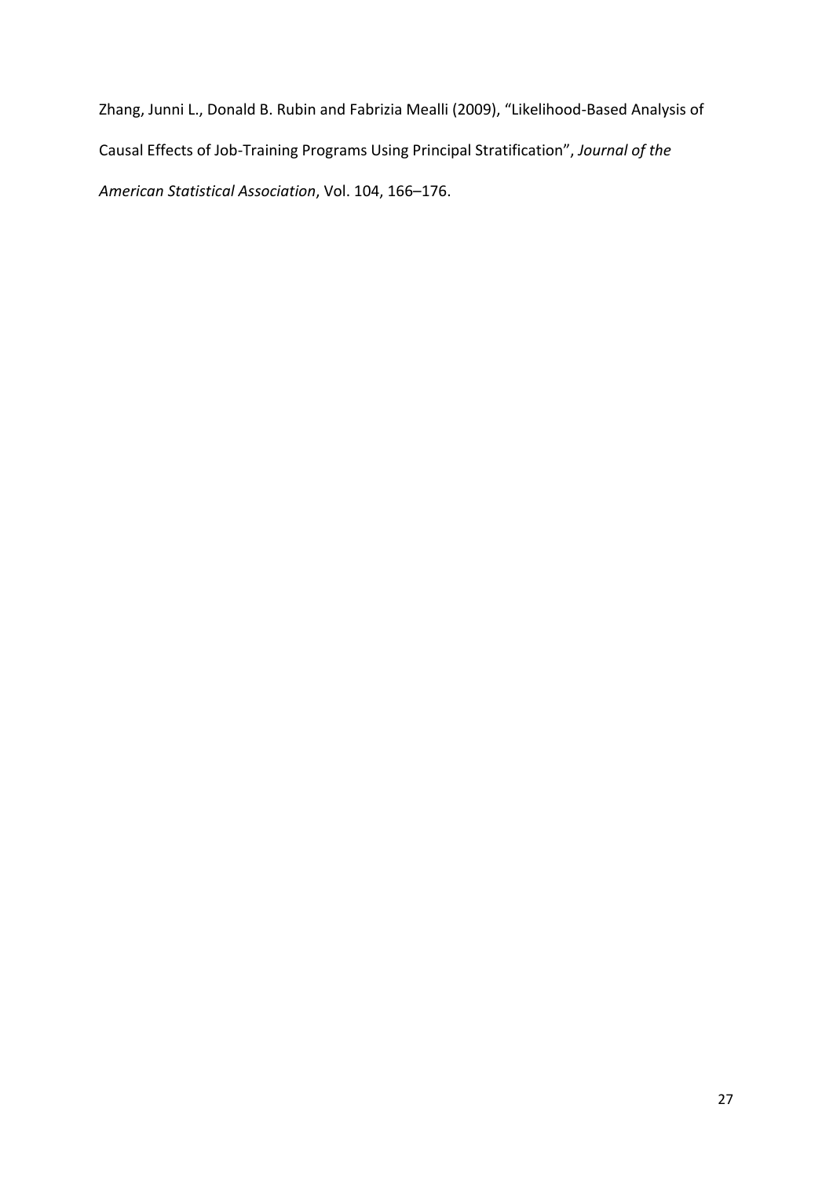Zhang, Junni L., Donald B. Rubin and Fabrizia Mealli (2009), "Likelihood-Based Analysis of Causal Effects of Job-Training Programs Using Principal Stratification", *Journal of the American Statistical Association*, Vol. 104, 166–176.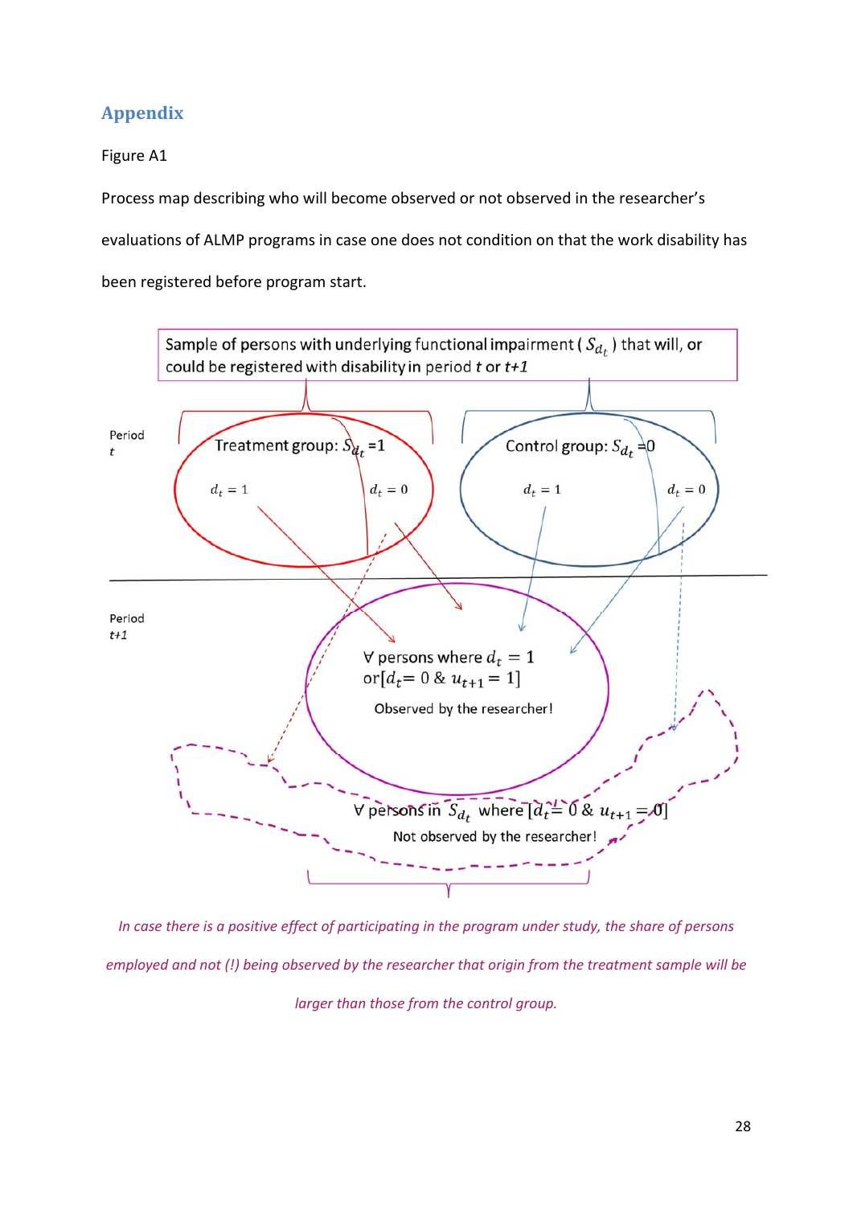## Appendix

Figure A1

Process map describing who will become observed or not observed in the researcher's evaluations of ALMP programs in case one does not condition on that the work disability has been registered before program start.

Sample of persons with underlying functional impairment ( $S_{d_t}$ ) that will, or could be registered with disability in period *t* or *t+1*

Period *t*

Treatment group: $S_{d_t}$ =1

$d_t = 1$

$d_t = 0$

Control group: $S_{d_t}$ =0

$d_t = 1$

$d_t = 0$

Period *t+1*

∀ persons where $d_t = 1$ or $[d_t = 0 \ \& \ u_{t+1} = 1]$

Observed by the researcher!

∀ persons in $S_{d_t}$ where $[d_t = 0 \ \& \ u_{t+1} = 0]$

Not observed by the researcher!

*In case there is a positive effect of participating in the program under study, the share of persons employed and not (!) being observed by the researcher that origin from the treatment sample will be larger than those from the control group.*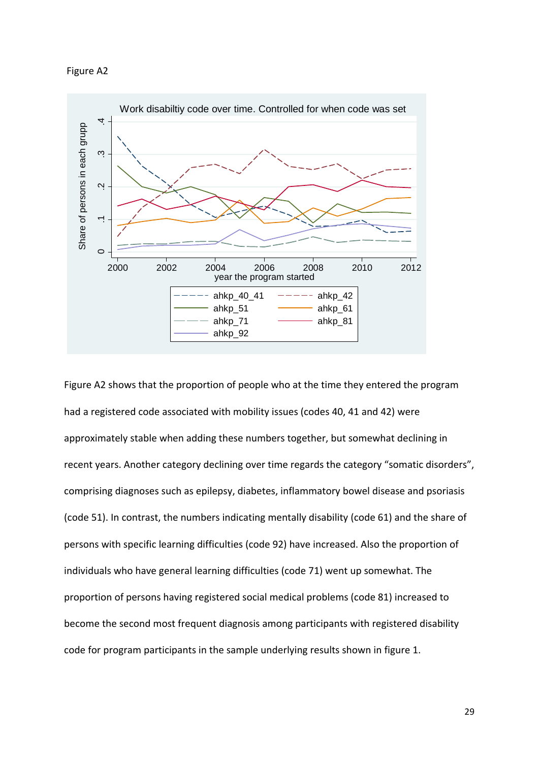Figure A2

Figure A2 shows that the proportion of people who at the time they entered the program had a registered code associated with mobility issues (codes 40, 41 and 42) were approximately stable when adding these numbers together, but somewhat declining in recent years. Another category declining over time regards the category "somatic disorders", comprising diagnoses such as epilepsy, diabetes, inflammatory bowel disease and psoriasis (code 51). In contrast, the numbers indicating mentally disability (code 61) and the share of persons with specific learning difficulties (code 92) have increased. Also the proportion of individuals who have general learning difficulties (code 71) went up somewhat. The proportion of persons having registered social medical problems (code 81) increased to become the second most frequent diagnosis among participants with registered disability code for program participants in the sample underlying results shown in figure 1.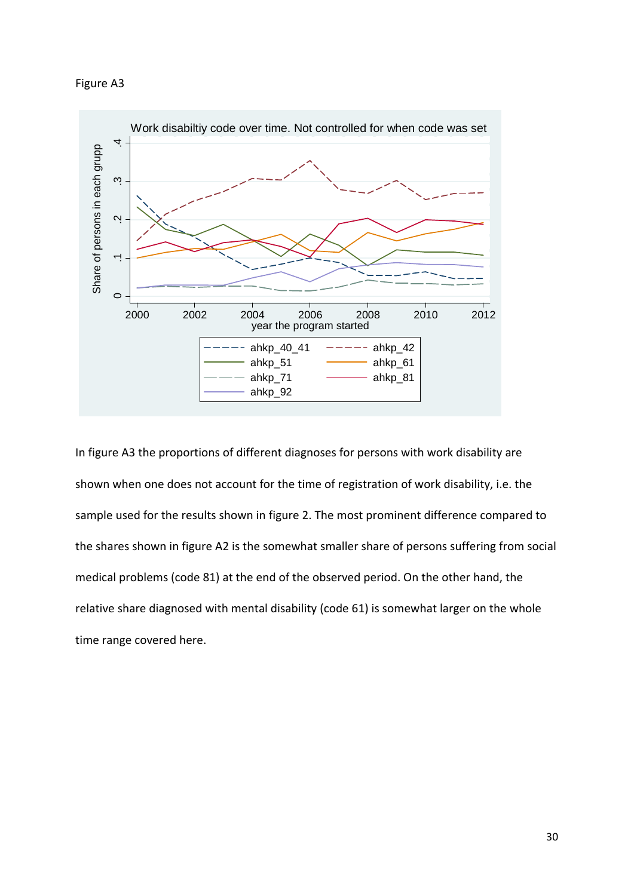Figure A3

In figure A3 the proportions of different diagnoses for persons with work disability are shown when one does not account for the time of registration of work disability, i.e. the sample used for the results shown in figure 2. The most prominent difference compared to the shares shown in figure A2 is the somewhat smaller share of persons suffering from social medical problems (code 81) at the end of the observed period. On the other hand, the relative share diagnosed with mental disability (code 61) is somewhat larger on the whole time range covered here.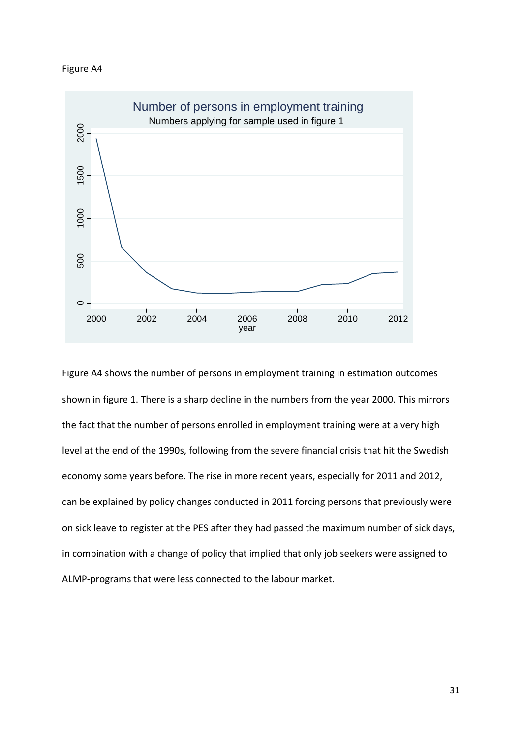Figure A4

Number of persons in employment training

Numbers applying for sample used in figure 1

0
500
1000
1500
2000

2000
2002
2004
2006
2008
2010
2012

year

Figure A4 shows the number of persons in employment training in estimation outcomes shown in figure 1. There is a sharp decline in the numbers from the year 2000. This mirrors the fact that the number of persons enrolled in employment training were at a very high level at the end of the 1990s, following from the severe financial crisis that hit the Swedish economy some years before. The rise in more recent years, especially for 2011 and 2012, can be explained by policy changes conducted in 2011 forcing persons that previously were on sick leave to register at the PES after they had passed the maximum number of sick days, in combination with a change of policy that implied that only job seekers were assigned to ALMP-programs that were less connected to the labour market.